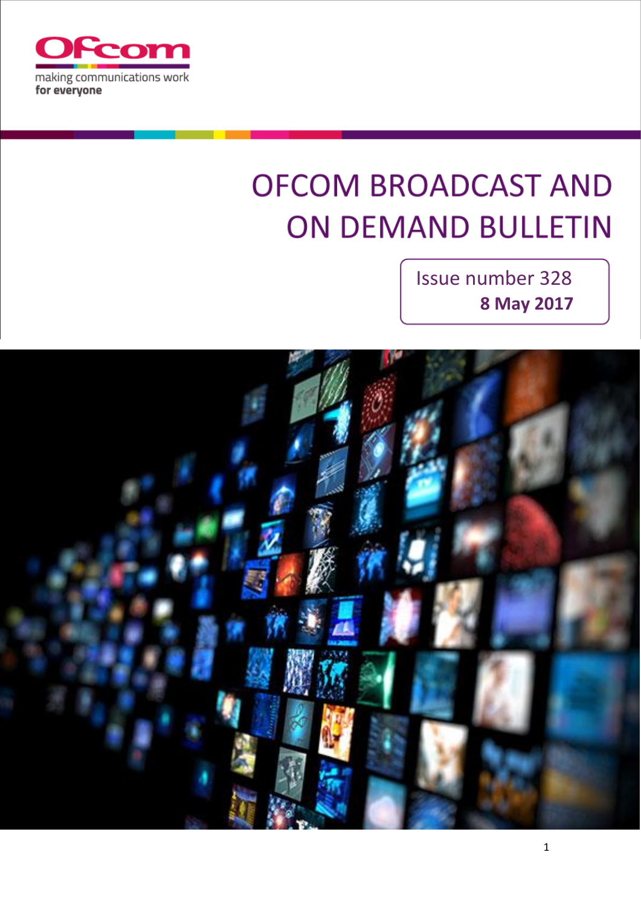Ofcom

making communications work
**for everyone**

# OFCOM BROADCAST AND ON DEMAND BULLETIN

Issue number 328
**8 May 2017**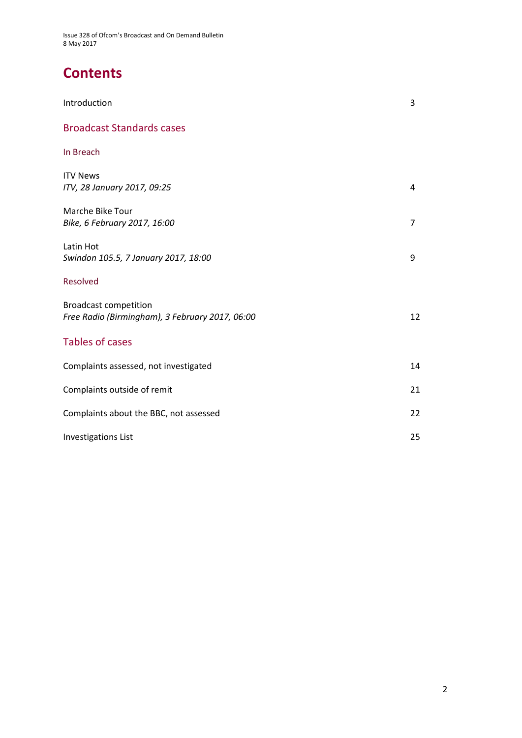# Contents

Introduction 3

## Broadcast Standards cases

### In Breach

ITV News
*ITV, 28 January 2017, 09:25* 4

Marche Bike Tour
*Bike, 6 February 2017, 16:00* 7

Latin Hot
*Swindon 105.5, 7 January 2017, 18:00* 9

### Resolved

Broadcast competition
*Free Radio (Birmingham), 3 February 2017, 06:00* 12

## Tables of cases

Complaints assessed, not investigated 14

Complaints outside of remit 21

Complaints about the BBC, not assessed 22

Investigations List 25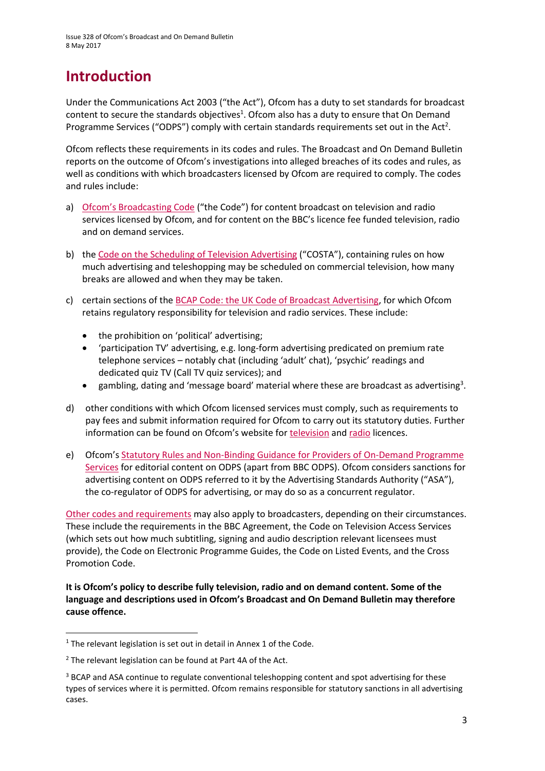# Introduction

Under the Communications Act 2003 ("the Act"), Ofcom has a duty to set standards for broadcast content to secure the standards objectives[1]. Ofcom also has a duty to ensure that On Demand Programme Services ("ODPS") comply with certain standards requirements set out in the Act[2].

Ofcom reflects these requirements in its codes and rules. The Broadcast and On Demand Bulletin reports on the outcome of Ofcom's investigations into alleged breaches of its codes and rules, as well as conditions with which broadcasters licensed by Ofcom are required to comply. The codes and rules include:

a) Ofcom's Broadcasting Code ("the Code") for content broadcast on television and radio services licensed by Ofcom, and for content on the BBC's licence fee funded television, radio and on demand services.

b) the Code on the Scheduling of Television Advertising ("COSTA"), containing rules on how much advertising and teleshopping may be scheduled on commercial television, how many breaks are allowed and when they may be taken.

c) certain sections of the BCAP Code: the UK Code of Broadcast Advertising, for which Ofcom retains regulatory responsibility for television and radio services. These include:
   - the prohibition on 'political' advertising;
   - 'participation TV' advertising, e.g. long-form advertising predicated on premium rate telephone services – notably chat (including 'adult' chat), 'psychic' readings and dedicated quiz TV (Call TV quiz services); and
   - gambling, dating and 'message board' material where these are broadcast as advertising[3].

d) other conditions with which Ofcom licensed services must comply, such as requirements to pay fees and submit information required for Ofcom to carry out its statutory duties. Further information can be found on Ofcom's website for television and radio licences.

e) Ofcom's Statutory Rules and Non-Binding Guidance for Providers of On-Demand Programme Services for editorial content on ODPS (apart from BBC ODPS). Ofcom considers sanctions for advertising content on ODPS referred to it by the Advertising Standards Authority ("ASA"), the co-regulator of ODPS for advertising, or may do so as a concurrent regulator.

Other codes and requirements may also apply to broadcasters, depending on their circumstances. These include the requirements in the BBC Agreement, the Code on Television Access Services (which sets out how much subtitling, signing and audio description relevant licensees must provide), the Code on Electronic Programme Guides, the Code on Listed Events, and the Cross Promotion Code.

**It is Ofcom's policy to describe fully television, radio and on demand content. Some of the language and descriptions used in Ofcom's Broadcast and On Demand Bulletin may therefore cause offence.**

---

[1] The relevant legislation is set out in detail in Annex 1 of the Code.

[2] The relevant legislation can be found at Part 4A of the Act.

[3] BCAP and ASA continue to regulate conventional teleshopping content and spot advertising for these types of services where it is permitted. Ofcom remains responsible for statutory sanctions in all advertising cases.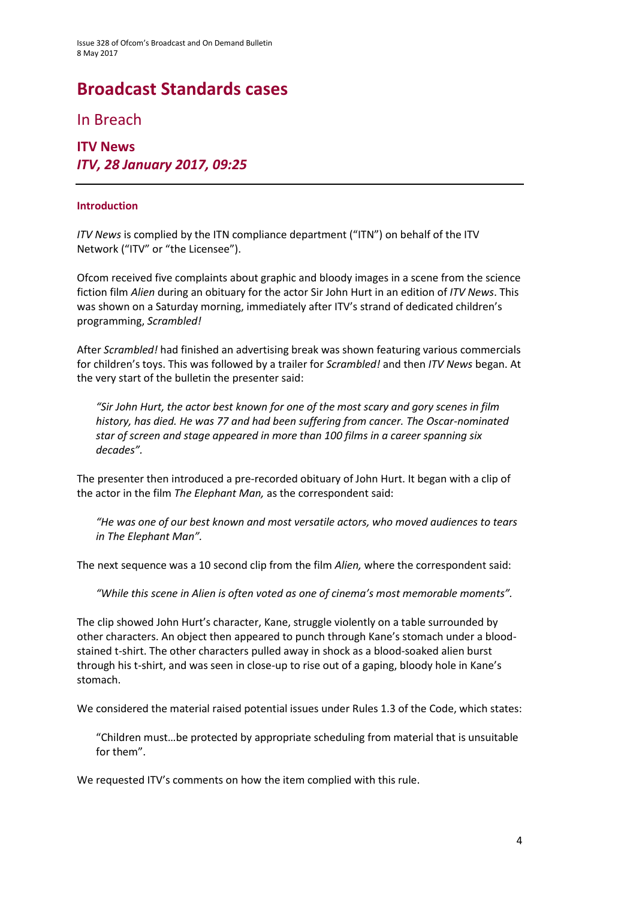# Broadcast Standards cases

## In Breach

### ITV News
### *ITV, 28 January 2017, 09:25*

#### Introduction

*ITV News* is complied by the ITN compliance department ("ITN") on behalf of the ITV Network ("ITV" or "the Licensee").

Ofcom received five complaints about graphic and bloody images in a scene from the science fiction film *Alien* during an obituary for the actor Sir John Hurt in an edition of *ITV News*. This was shown on a Saturday morning, immediately after ITV's strand of dedicated children's programming, *Scrambled!*

After *Scrambled!* had finished an advertising break was shown featuring various commercials for children's toys. This was followed by a trailer for *Scrambled!* and then *ITV News* began. At the very start of the bulletin the presenter said:

> *"Sir John Hurt, the actor best known for one of the most scary and gory scenes in film history, has died. He was 77 and had been suffering from cancer. The Oscar-nominated star of screen and stage appeared in more than 100 films in a career spanning six decades".*

The presenter then introduced a pre-recorded obituary of John Hurt. It began with a clip of the actor in the film *The Elephant Man,* as the correspondent said:

> *"He was one of our best known and most versatile actors, who moved audiences to tears in The Elephant Man".*

The next sequence was a 10 second clip from the film *Alien,* where the correspondent said:

> *"While this scene in Alien is often voted as one of cinema's most memorable moments".*

The clip showed John Hurt's character, Kane, struggle violently on a table surrounded by other characters. An object then appeared to punch through Kane's stomach under a blood-stained t-shirt. The other characters pulled away in shock as a blood-soaked alien burst through his t-shirt, and was seen in close-up to rise out of a gaping, bloody hole in Kane's stomach.

We considered the material raised potential issues under Rules 1.3 of the Code, which states:

> "Children must…be protected by appropriate scheduling from material that is unsuitable for them".

We requested ITV's comments on how the item complied with this rule.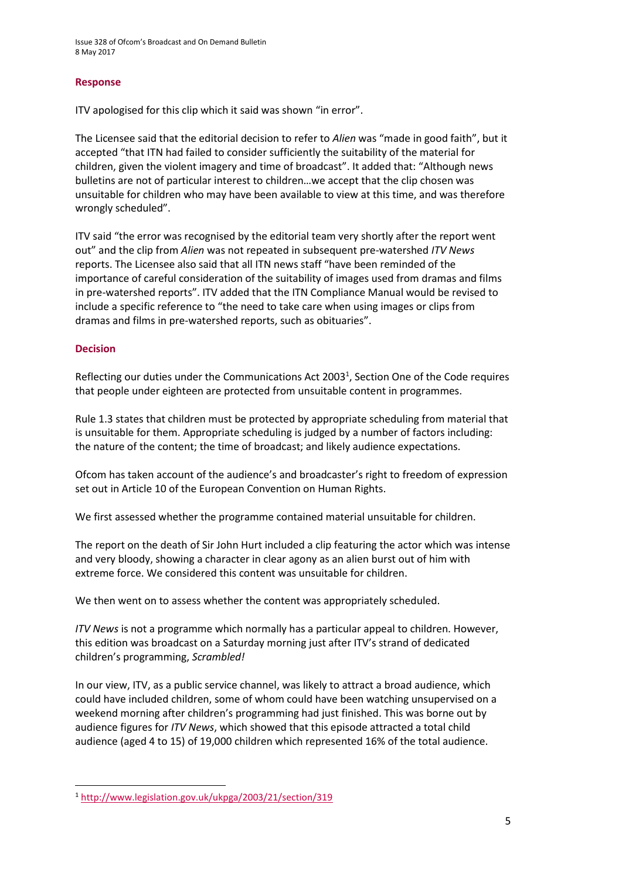### Response

ITV apologised for this clip which it said was shown "in error".

The Licensee said that the editorial decision to refer to *Alien* was "made in good faith", but it accepted "that ITN had failed to consider sufficiently the suitability of the material for children, given the violent imagery and time of broadcast". It added that: "Although news bulletins are not of particular interest to children…we accept that the clip chosen was unsuitable for children who may have been available to view at this time, and was therefore wrongly scheduled".

ITV said "the error was recognised by the editorial team very shortly after the report went out" and the clip from *Alien* was not repeated in subsequent pre-watershed *ITV News* reports. The Licensee also said that all ITN news staff "have been reminded of the importance of careful consideration of the suitability of images used from dramas and films in pre-watershed reports". ITV added that the ITN Compliance Manual would be revised to include a specific reference to "the need to take care when using images or clips from dramas and films in pre-watershed reports, such as obituaries".

### Decision

Reflecting our duties under the Communications Act 2003[1], Section One of the Code requires that people under eighteen are protected from unsuitable content in programmes.

Rule 1.3 states that children must be protected by appropriate scheduling from material that is unsuitable for them. Appropriate scheduling is judged by a number of factors including: the nature of the content; the time of broadcast; and likely audience expectations.

Ofcom has taken account of the audience's and broadcaster's right to freedom of expression set out in Article 10 of the European Convention on Human Rights.

We first assessed whether the programme contained material unsuitable for children.

The report on the death of Sir John Hurt included a clip featuring the actor which was intense and very bloody, showing a character in clear agony as an alien burst out of him with extreme force. We considered this content was unsuitable for children.

We then went on to assess whether the content was appropriately scheduled.

*ITV News* is not a programme which normally has a particular appeal to children. However, this edition was broadcast on a Saturday morning just after ITV's strand of dedicated children's programming, *Scrambled!*

In our view, ITV, as a public service channel, was likely to attract a broad audience, which could have included children, some of whom could have been watching unsupervised on a weekend morning after children's programming had just finished. This was borne out by audience figures for *ITV News*, which showed that this episode attracted a total child audience (aged 4 to 15) of 19,000 children which represented 16% of the total audience.

---

[1] http://www.legislation.gov.uk/ukpga/2003/21/section/319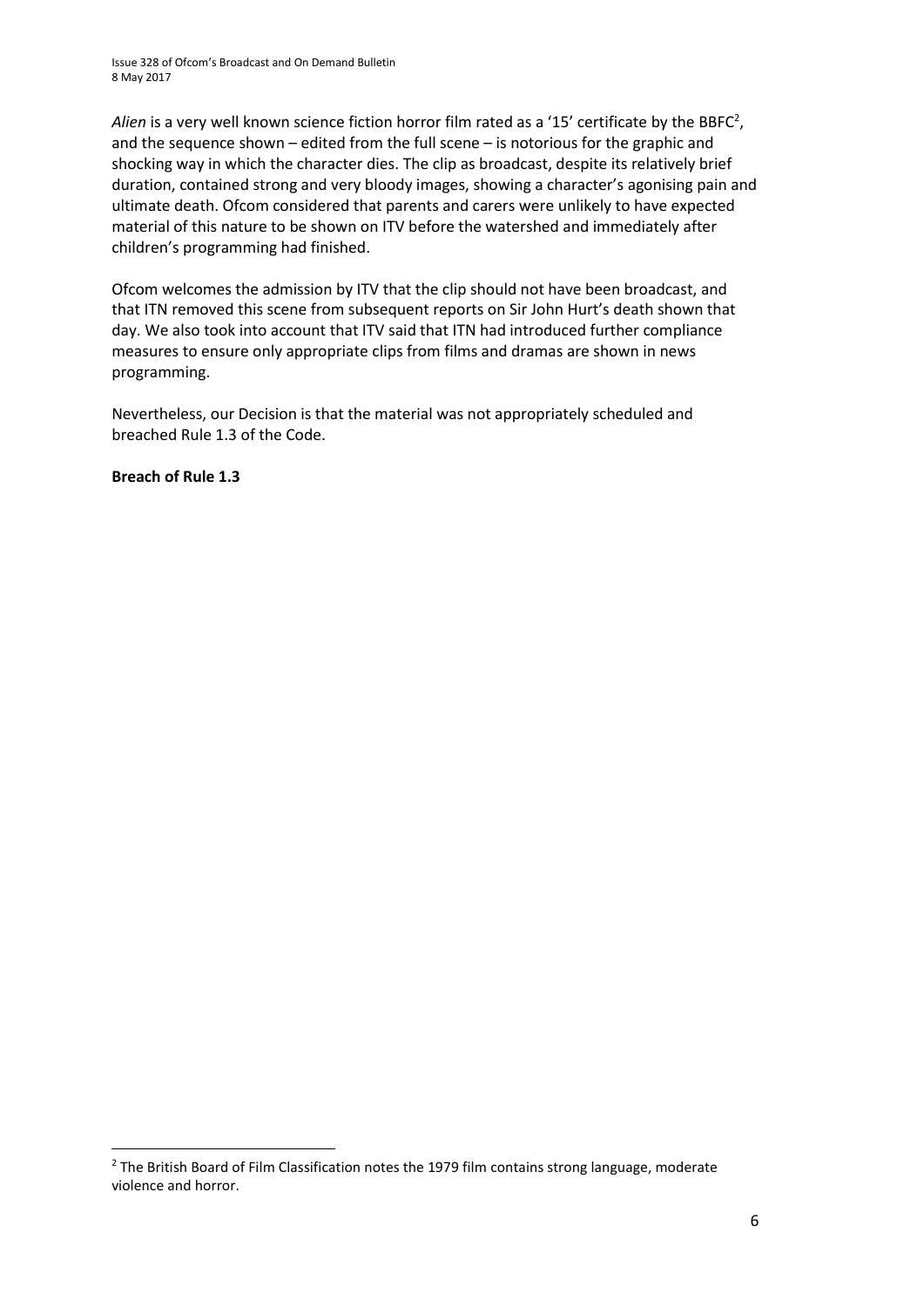*Alien* is a very well known science fiction horror film rated as a '15' certificate by the BBFC[2], and the sequence shown – edited from the full scene – is notorious for the graphic and shocking way in which the character dies. The clip as broadcast, despite its relatively brief duration, contained strong and very bloody images, showing a character's agonising pain and ultimate death. Ofcom considered that parents and carers were unlikely to have expected material of this nature to be shown on ITV before the watershed and immediately after children's programming had finished.

Ofcom welcomes the admission by ITV that the clip should not have been broadcast, and that ITN removed this scene from subsequent reports on Sir John Hurt's death shown that day. We also took into account that ITV said that ITN had introduced further compliance measures to ensure only appropriate clips from films and dramas are shown in news programming.

Nevertheless, our Decision is that the material was not appropriately scheduled and breached Rule 1.3 of the Code.

**Breach of Rule 1.3**

[2] The British Board of Film Classification notes the 1979 film contains strong language, moderate violence and horror.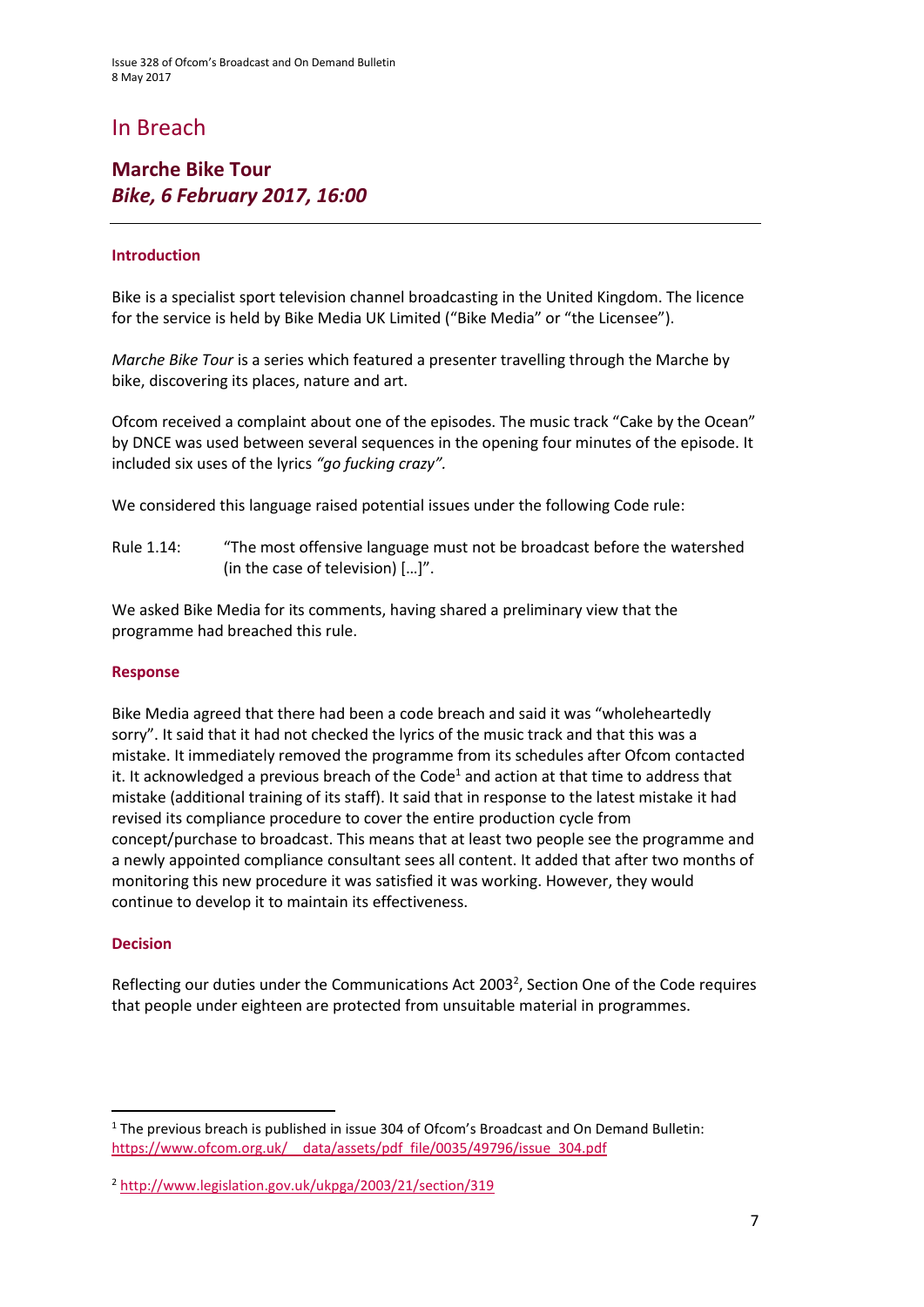# In Breach

## Marche Bike Tour
## *Bike, 6 February 2017, 16:00*

---

### Introduction

Bike is a specialist sport television channel broadcasting in the United Kingdom. The licence for the service is held by Bike Media UK Limited ("Bike Media" or "the Licensee").

*Marche Bike Tour* is a series which featured a presenter travelling through the Marche by bike, discovering its places, nature and art.

Ofcom received a complaint about one of the episodes. The music track "Cake by the Ocean" by DNCE was used between several sequences in the opening four minutes of the episode. It included six uses of the lyrics *"go fucking crazy".*

We considered this language raised potential issues under the following Code rule:

Rule 1.14: "The most offensive language must not be broadcast before the watershed (in the case of television) […]".

We asked Bike Media for its comments, having shared a preliminary view that the programme had breached this rule.

### Response

Bike Media agreed that there had been a code breach and said it was "wholeheartedly sorry". It said that it had not checked the lyrics of the music track and that this was a mistake. It immediately removed the programme from its schedules after Ofcom contacted it. It acknowledged a previous breach of the Code[1] and action at that time to address that mistake (additional training of its staff). It said that in response to the latest mistake it had revised its compliance procedure to cover the entire production cycle from concept/purchase to broadcast. This means that at least two people see the programme and a newly appointed compliance consultant sees all content. It added that after two months of monitoring this new procedure it was satisfied it was working. However, they would continue to develop it to maintain its effectiveness.

### Decision

Reflecting our duties under the Communications Act 2003[2], Section One of the Code requires that people under eighteen are protected from unsuitable material in programmes.

---

[1] The previous breach is published in issue 304 of Ofcom's Broadcast and On Demand Bulletin: https://www.ofcom.org.uk/__data/assets/pdf_file/0035/49796/issue_304.pdf

[2] http://www.legislation.gov.uk/ukpga/2003/21/section/319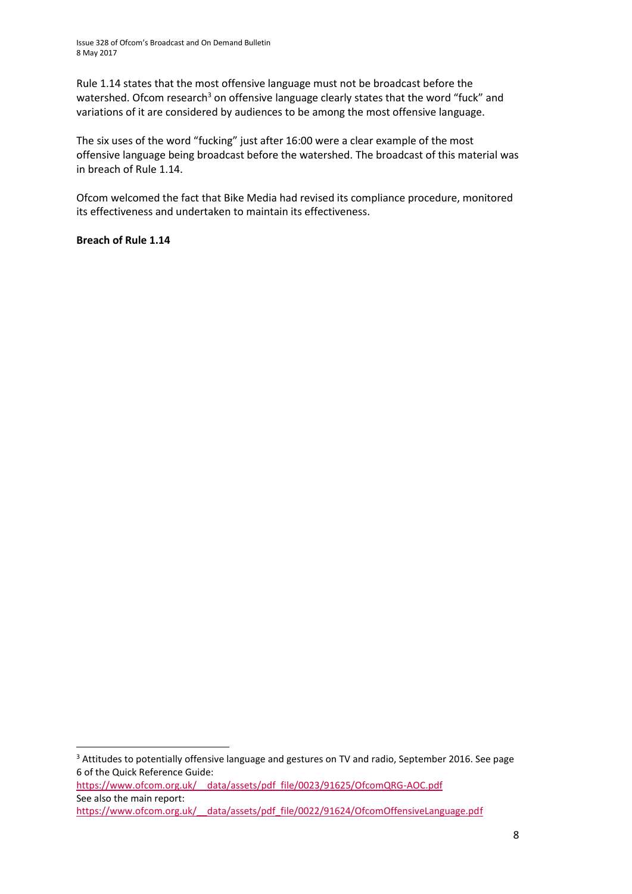Rule 1.14 states that the most offensive language must not be broadcast before the watershed. Ofcom research[3] on offensive language clearly states that the word "fuck" and variations of it are considered by audiences to be among the most offensive language.

The six uses of the word "fucking" just after 16:00 were a clear example of the most offensive language being broadcast before the watershed. The broadcast of this material was in breach of Rule 1.14.

Ofcom welcomed the fact that Bike Media had revised its compliance procedure, monitored its effectiveness and undertaken to maintain its effectiveness.

**Breach of Rule 1.14**

---

[3] Attitudes to potentially offensive language and gestures on TV and radio, September 2016. See page 6 of the Quick Reference Guide:
https://www.ofcom.org.uk/__data/assets/pdf_file/0023/91625/OfcomQRG-AOC.pdf
See also the main report:
https://www.ofcom.org.uk/__data/assets/pdf_file/0022/91624/OfcomOffensiveLanguage.pdf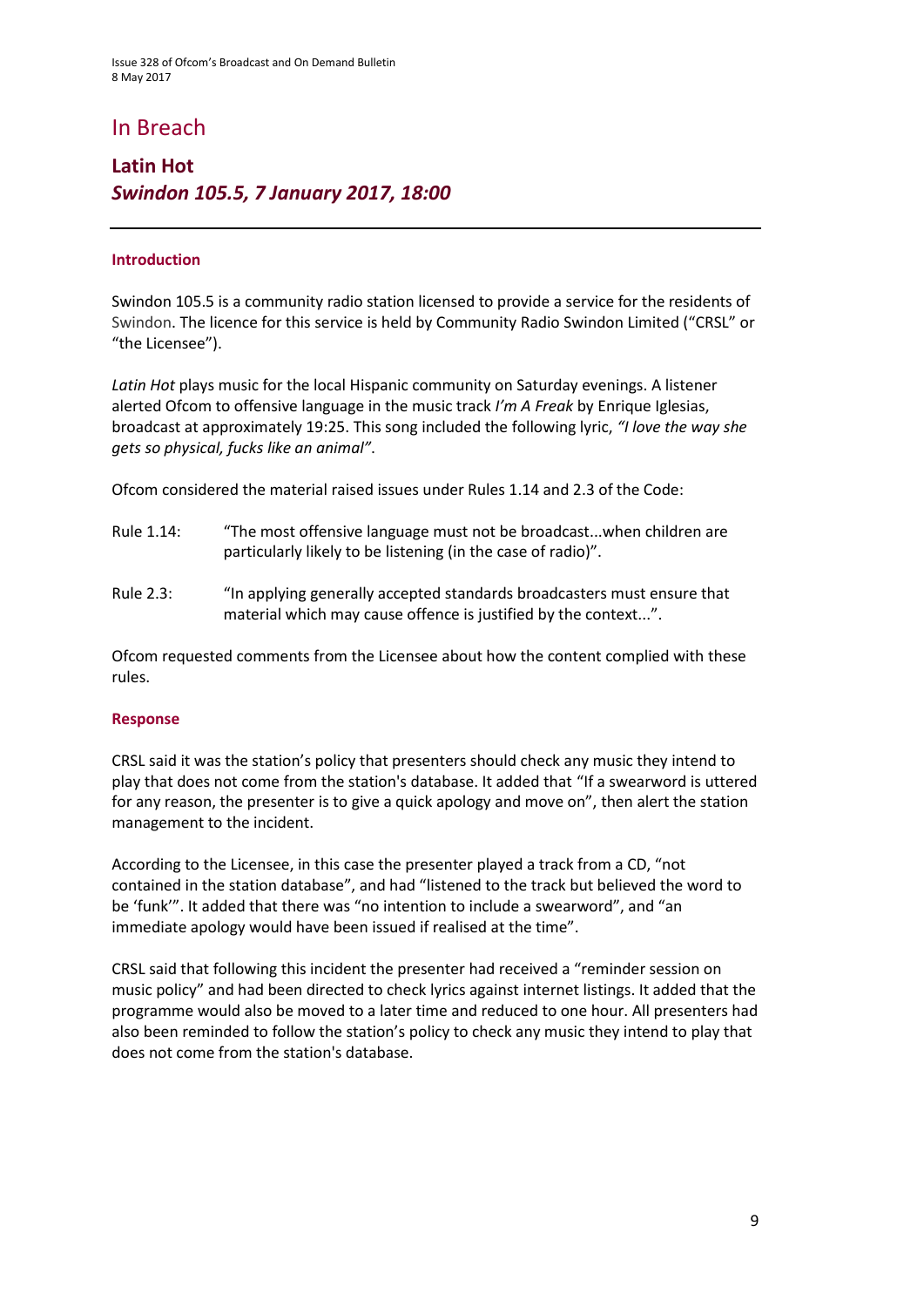# In Breach

## Latin Hot
### *Swindon 105.5, 7 January 2017, 18:00*

---

#### Introduction

Swindon 105.5 is a community radio station licensed to provide a service for the residents of Swindon. The licence for this service is held by Community Radio Swindon Limited ("CRSL" or "the Licensee").

*Latin Hot* plays music for the local Hispanic community on Saturday evenings. A listener alerted Ofcom to offensive language in the music track *I'm A Freak* by Enrique Iglesias, broadcast at approximately 19:25. This song included the following lyric, *"I love the way she gets so physical, fucks like an animal"*.

Ofcom considered the material raised issues under Rules 1.14 and 2.3 of the Code:

Rule 1.14: "The most offensive language must not be broadcast...when children are particularly likely to be listening (in the case of radio)".

Rule 2.3: "In applying generally accepted standards broadcasters must ensure that material which may cause offence is justified by the context...".

Ofcom requested comments from the Licensee about how the content complied with these rules.

#### Response

CRSL said it was the station's policy that presenters should check any music they intend to play that does not come from the station's database. It added that "If a swearword is uttered for any reason, the presenter is to give a quick apology and move on", then alert the station management to the incident.

According to the Licensee, in this case the presenter played a track from a CD, "not contained in the station database", and had "listened to the track but believed the word to be 'funk'". It added that there was "no intention to include a swearword", and "an immediate apology would have been issued if realised at the time".

CRSL said that following this incident the presenter had received a "reminder session on music policy" and had been directed to check lyrics against internet listings. It added that the programme would also be moved to a later time and reduced to one hour. All presenters had also been reminded to follow the station's policy to check any music they intend to play that does not come from the station's database.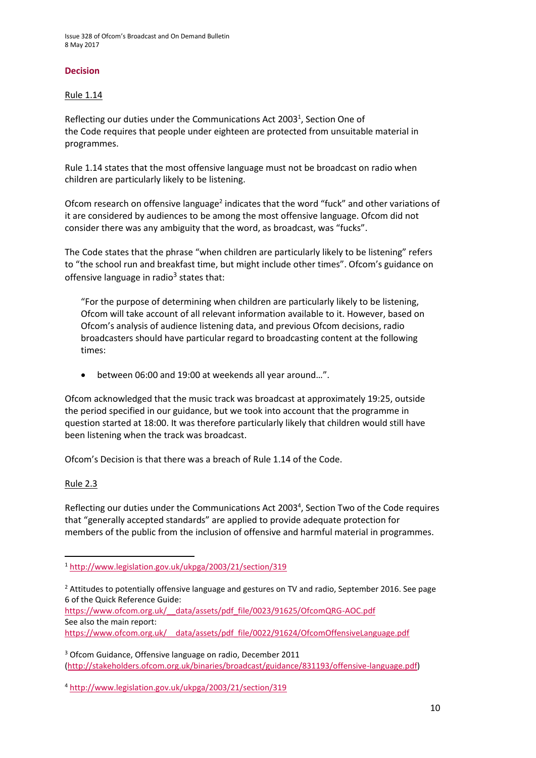## Decision

Rule 1.14

Reflecting our duties under the Communications Act 2003[1], Section One of the Code requires that people under eighteen are protected from unsuitable material in programmes.

Rule 1.14 states that the most offensive language must not be broadcast on radio when children are particularly likely to be listening.

Ofcom research on offensive language[2] indicates that the word "fuck" and other variations of it are considered by audiences to be among the most offensive language. Ofcom did not consider there was any ambiguity that the word, as broadcast, was "fucks".

The Code states that the phrase "when children are particularly likely to be listening" refers to "the school run and breakfast time, but might include other times". Ofcom's guidance on offensive language in radio[3] states that:

> "For the purpose of determining when children are particularly likely to be listening, Ofcom will take account of all relevant information available to it. However, based on Ofcom's analysis of audience listening data, and previous Ofcom decisions, radio broadcasters should have particular regard to broadcasting content at the following times:
>
> - between 06:00 and 19:00 at weekends all year around…".

Ofcom acknowledged that the music track was broadcast at approximately 19:25, outside the period specified in our guidance, but we took into account that the programme in question started at 18:00. It was therefore particularly likely that children would still have been listening when the track was broadcast.

Ofcom's Decision is that there was a breach of Rule 1.14 of the Code.

Rule 2.3

Reflecting our duties under the Communications Act 2003[4], Section Two of the Code requires that "generally accepted standards" are applied to provide adequate protection for members of the public from the inclusion of offensive and harmful material in programmes.

---

[1] http://www.legislation.gov.uk/ukpga/2003/21/section/319

[2] Attitudes to potentially offensive language and gestures on TV and radio, September 2016. See page 6 of the Quick Reference Guide:
https://www.ofcom.org.uk/__data/assets/pdf_file/0023/91625/OfcomQRG-AOC.pdf
See also the main report:
https://www.ofcom.org.uk/__data/assets/pdf_file/0022/91624/OfcomOffensiveLanguage.pdf

[3] Ofcom Guidance, Offensive language on radio, December 2011 (http://stakeholders.ofcom.org.uk/binaries/broadcast/guidance/831193/offensive-language.pdf)

[4] http://www.legislation.gov.uk/ukpga/2003/21/section/319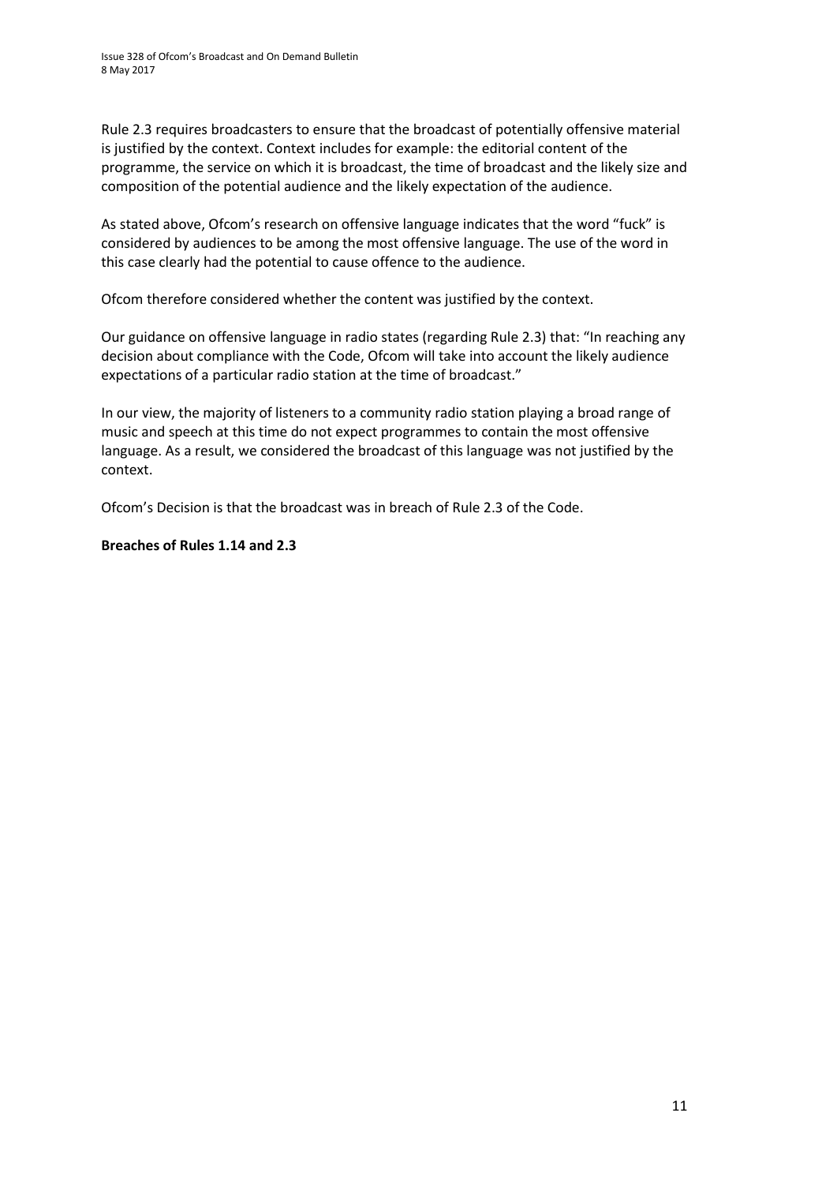Rule 2.3 requires broadcasters to ensure that the broadcast of potentially offensive material is justified by the context. Context includes for example: the editorial content of the programme, the service on which it is broadcast, the time of broadcast and the likely size and composition of the potential audience and the likely expectation of the audience.

As stated above, Ofcom's research on offensive language indicates that the word "fuck" is considered by audiences to be among the most offensive language. The use of the word in this case clearly had the potential to cause offence to the audience.

Ofcom therefore considered whether the content was justified by the context.

Our guidance on offensive language in radio states (regarding Rule 2.3) that: "In reaching any decision about compliance with the Code, Ofcom will take into account the likely audience expectations of a particular radio station at the time of broadcast."

In our view, the majority of listeners to a community radio station playing a broad range of music and speech at this time do not expect programmes to contain the most offensive language. As a result, we considered the broadcast of this language was not justified by the context.

Ofcom's Decision is that the broadcast was in breach of Rule 2.3 of the Code.

**Breaches of Rules 1.14 and 2.3**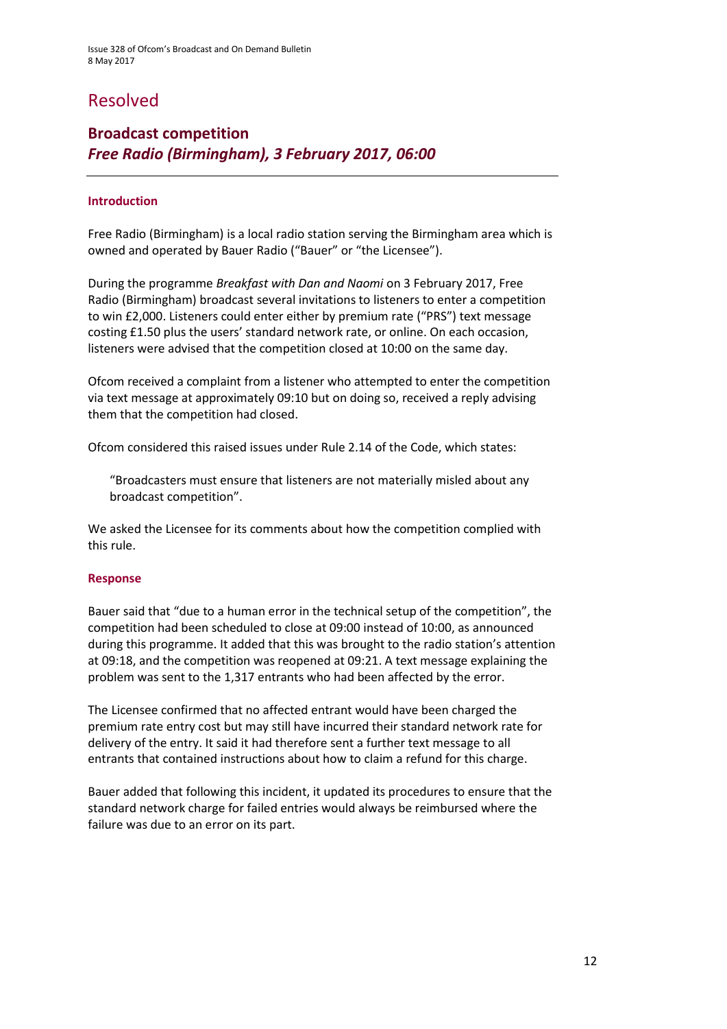# Resolved

## Broadcast competition
## *Free Radio (Birmingham), 3 February 2017, 06:00*

### Introduction

Free Radio (Birmingham) is a local radio station serving the Birmingham area which is owned and operated by Bauer Radio ("Bauer" or "the Licensee").

During the programme *Breakfast with Dan and Naomi* on 3 February 2017, Free Radio (Birmingham) broadcast several invitations to listeners to enter a competition to win £2,000. Listeners could enter either by premium rate ("PRS") text message costing £1.50 plus the users' standard network rate, or online. On each occasion, listeners were advised that the competition closed at 10:00 on the same day.

Ofcom received a complaint from a listener who attempted to enter the competition via text message at approximately 09:10 but on doing so, received a reply advising them that the competition had closed.

Ofcom considered this raised issues under Rule 2.14 of the Code, which states:

> "Broadcasters must ensure that listeners are not materially misled about any broadcast competition".

We asked the Licensee for its comments about how the competition complied with this rule.

### Response

Bauer said that "due to a human error in the technical setup of the competition", the competition had been scheduled to close at 09:00 instead of 10:00, as announced during this programme. It added that this was brought to the radio station's attention at 09:18, and the competition was reopened at 09:21. A text message explaining the problem was sent to the 1,317 entrants who had been affected by the error.

The Licensee confirmed that no affected entrant would have been charged the premium rate entry cost but may still have incurred their standard network rate for delivery of the entry. It said it had therefore sent a further text message to all entrants that contained instructions about how to claim a refund for this charge.

Bauer added that following this incident, it updated its procedures to ensure that the standard network charge for failed entries would always be reimbursed where the failure was due to an error on its part.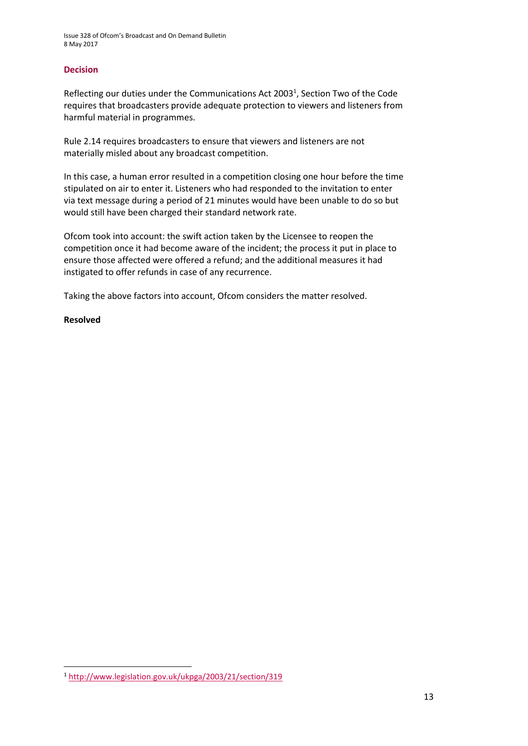### Decision

Reflecting our duties under the Communications Act 2003[1], Section Two of the Code requires that broadcasters provide adequate protection to viewers and listeners from harmful material in programmes.

Rule 2.14 requires broadcasters to ensure that viewers and listeners are not materially misled about any broadcast competition.

In this case, a human error resulted in a competition closing one hour before the time stipulated on air to enter it. Listeners who had responded to the invitation to enter via text message during a period of 21 minutes would have been unable to do so but would still have been charged their standard network rate.

Ofcom took into account: the swift action taken by the Licensee to reopen the competition once it had become aware of the incident; the process it put in place to ensure those affected were offered a refund; and the additional measures it had instigated to offer refunds in case of any recurrence.

Taking the above factors into account, Ofcom considers the matter resolved.

**Resolved**

---

[1] http://www.legislation.gov.uk/ukpga/2003/21/section/319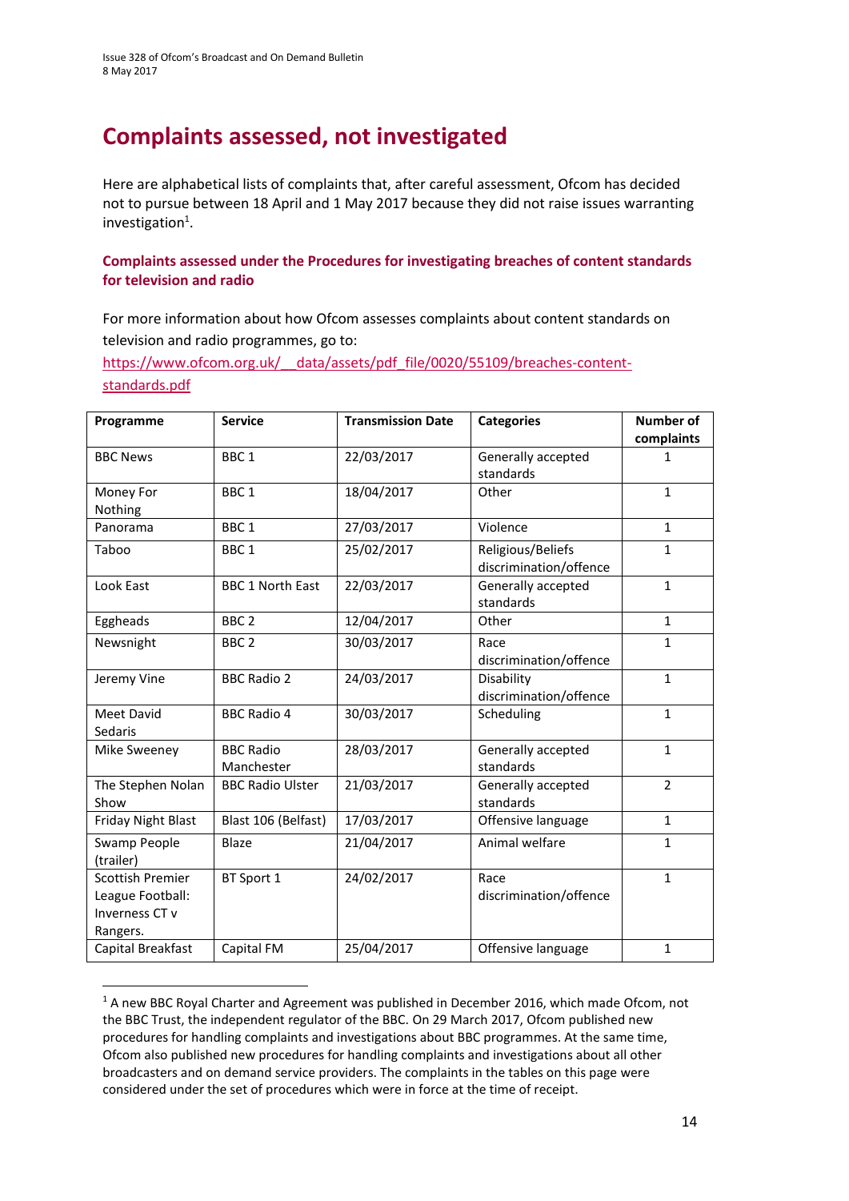# Complaints assessed, not investigated

Here are alphabetical lists of complaints that, after careful assessment, Ofcom has decided not to pursue between 18 April and 1 May 2017 because they did not raise issues warranting investigation[1].

### Complaints assessed under the Procedures for investigating breaches of content standards for television and radio

For more information about how Ofcom assesses complaints about content standards on television and radio programmes, go to: [https://www.ofcom.org.uk/__data/assets/pdf_file/0020/55109/breaches-content-standards.pdf](https://www.ofcom.org.uk/__data/assets/pdf_file/0020/55109/breaches-content-standards.pdf)

| Programme | Service | Transmission Date | Categories | Number of complaints |
|---|---|---|---|---|
| BBC News | BBC 1 | 22/03/2017 | Generally accepted standards | 1 |
| Money For Nothing | BBC 1 | 18/04/2017 | Other | 1 |
| Panorama | BBC 1 | 27/03/2017 | Violence | 1 |
| Taboo | BBC 1 | 25/02/2017 | Religious/Beliefs discrimination/offence | 1 |
| Look East | BBC 1 North East | 22/03/2017 | Generally accepted standards | 1 |
| Eggheads | BBC 2 | 12/04/2017 | Other | 1 |
| Newsnight | BBC 2 | 30/03/2017 | Race discrimination/offence | 1 |
| Jeremy Vine | BBC Radio 2 | 24/03/2017 | Disability discrimination/offence | 1 |
| Meet David Sedaris | BBC Radio 4 | 30/03/2017 | Scheduling | 1 |
| Mike Sweeney | BBC Radio Manchester | 28/03/2017 | Generally accepted standards | 1 |
| The Stephen Nolan Show | BBC Radio Ulster | 21/03/2017 | Generally accepted standards | 2 |
| Friday Night Blast | Blast 106 (Belfast) | 17/03/2017 | Offensive language | 1 |
| Swamp People (trailer) | Blaze | 21/04/2017 | Animal welfare | 1 |
| Scottish Premier League Football: Inverness CT v Rangers. | BT Sport 1 | 24/02/2017 | Race discrimination/offence | 1 |
| Capital Breakfast | Capital FM | 25/04/2017 | Offensive language | 1 |

[1] A new BBC Royal Charter and Agreement was published in December 2016, which made Ofcom, not the BBC Trust, the independent regulator of the BBC. On 29 March 2017, Ofcom published new procedures for handling complaints and investigations about BBC programmes. At the same time, Ofcom also published new procedures for handling complaints and investigations about all other broadcasters and on demand service providers. The complaints in the tables on this page were considered under the set of procedures which were in force at the time of receipt.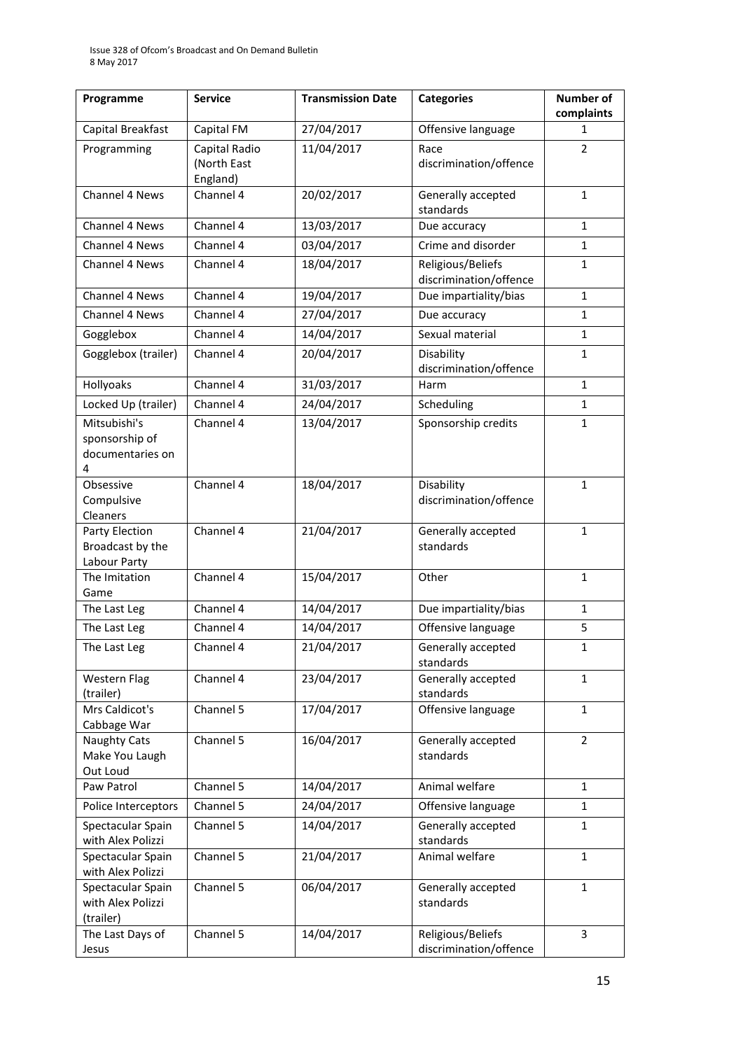| Programme | Service | Transmission Date | Categories | Number of complaints |
|---|---|---|---|---|
| Capital Breakfast | Capital FM | 27/04/2017 | Offensive language | 1 |
| Programming | Capital Radio (North East England) | 11/04/2017 | Race discrimination/offence | 2 |
| Channel 4 News | Channel 4 | 20/02/2017 | Generally accepted standards | 1 |
| Channel 4 News | Channel 4 | 13/03/2017 | Due accuracy | 1 |
| Channel 4 News | Channel 4 | 03/04/2017 | Crime and disorder | 1 |
| Channel 4 News | Channel 4 | 18/04/2017 | Religious/Beliefs discrimination/offence | 1 |
| Channel 4 News | Channel 4 | 19/04/2017 | Due impartiality/bias | 1 |
| Channel 4 News | Channel 4 | 27/04/2017 | Due accuracy | 1 |
| Gogglebox | Channel 4 | 14/04/2017 | Sexual material | 1 |
| Gogglebox (trailer) | Channel 4 | 20/04/2017 | Disability discrimination/offence | 1 |
| Hollyoaks | Channel 4 | 31/03/2017 | Harm | 1 |
| Locked Up (trailer) | Channel 4 | 24/04/2017 | Scheduling | 1 |
| Mitsubishi's sponsorship of documentaries on 4 | Channel 4 | 13/04/2017 | Sponsorship credits | 1 |
| Obsessive Compulsive Cleaners | Channel 4 | 18/04/2017 | Disability discrimination/offence | 1 |
| Party Election Broadcast by the Labour Party | Channel 4 | 21/04/2017 | Generally accepted standards | 1 |
| The Imitation Game | Channel 4 | 15/04/2017 | Other | 1 |
| The Last Leg | Channel 4 | 14/04/2017 | Due impartiality/bias | 1 |
| The Last Leg | Channel 4 | 14/04/2017 | Offensive language | 5 |
| The Last Leg | Channel 4 | 21/04/2017 | Generally accepted standards | 1 |
| Western Flag (trailer) | Channel 4 | 23/04/2017 | Generally accepted standards | 1 |
| Mrs Caldicot's Cabbage War | Channel 5 | 17/04/2017 | Offensive language | 1 |
| Naughty Cats Make You Laugh Out Loud | Channel 5 | 16/04/2017 | Generally accepted standards | 2 |
| Paw Patrol | Channel 5 | 14/04/2017 | Animal welfare | 1 |
| Police Interceptors | Channel 5 | 24/04/2017 | Offensive language | 1 |
| Spectacular Spain with Alex Polizzi | Channel 5 | 14/04/2017 | Generally accepted standards | 1 |
| Spectacular Spain with Alex Polizzi | Channel 5 | 21/04/2017 | Animal welfare | 1 |
| Spectacular Spain with Alex Polizzi (trailer) | Channel 5 | 06/04/2017 | Generally accepted standards | 1 |
| The Last Days of Jesus | Channel 5 | 14/04/2017 | Religious/Beliefs discrimination/offence | 3 |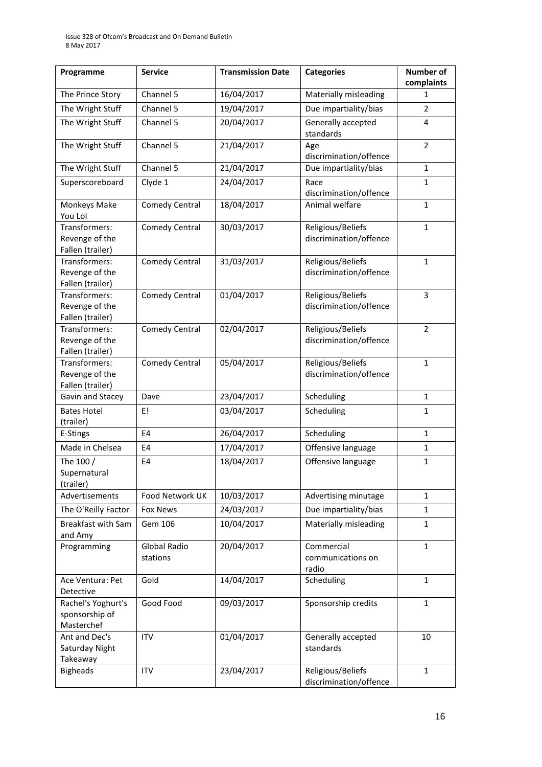| Programme | Service | Transmission Date | Categories | Number of complaints |
| --- | --- | --- | --- | --- |
| The Prince Story | Channel 5 | 16/04/2017 | Materially misleading | 1 |
| The Wright Stuff | Channel 5 | 19/04/2017 | Due impartiality/bias | 2 |
| The Wright Stuff | Channel 5 | 20/04/2017 | Generally accepted standards | 4 |
| The Wright Stuff | Channel 5 | 21/04/2017 | Age discrimination/offence | 2 |
| The Wright Stuff | Channel 5 | 21/04/2017 | Due impartiality/bias | 1 |
| Superscoreboard | Clyde 1 | 24/04/2017 | Race discrimination/offence | 1 |
| Monkeys Make You Lol | Comedy Central | 18/04/2017 | Animal welfare | 1 |
| Transformers: Revenge of the Fallen (trailer) | Comedy Central | 30/03/2017 | Religious/Beliefs discrimination/offence | 1 |
| Transformers: Revenge of the Fallen (trailer) | Comedy Central | 31/03/2017 | Religious/Beliefs discrimination/offence | 1 |
| Transformers: Revenge of the Fallen (trailer) | Comedy Central | 01/04/2017 | Religious/Beliefs discrimination/offence | 3 |
| Transformers: Revenge of the Fallen (trailer) | Comedy Central | 02/04/2017 | Religious/Beliefs discrimination/offence | 2 |
| Transformers: Revenge of the Fallen (trailer) | Comedy Central | 05/04/2017 | Religious/Beliefs discrimination/offence | 1 |
| Gavin and Stacey | Dave | 23/04/2017 | Scheduling | 1 |
| Bates Hotel (trailer) | E! | 03/04/2017 | Scheduling | 1 |
| E-Stings | E4 | 26/04/2017 | Scheduling | 1 |
| Made in Chelsea | E4 | 17/04/2017 | Offensive language | 1 |
| The 100 / Supernatural (trailer) | E4 | 18/04/2017 | Offensive language | 1 |
| Advertisements | Food Network UK | 10/03/2017 | Advertising minutage | 1 |
| The O'Reilly Factor | Fox News | 24/03/2017 | Due impartiality/bias | 1 |
| Breakfast with Sam and Amy | Gem 106 | 10/04/2017 | Materially misleading | 1 |
| Programming | Global Radio stations | 20/04/2017 | Commercial communications on radio | 1 |
| Ace Ventura: Pet Detective | Gold | 14/04/2017 | Scheduling | 1 |
| Rachel's Yoghurt's sponsorship of Masterchef | Good Food | 09/03/2017 | Sponsorship credits | 1 |
| Ant and Dec's Saturday Night Takeaway | ITV | 01/04/2017 | Generally accepted standards | 10 |
| Bigheads | ITV | 23/04/2017 | Religious/Beliefs discrimination/offence | 1 |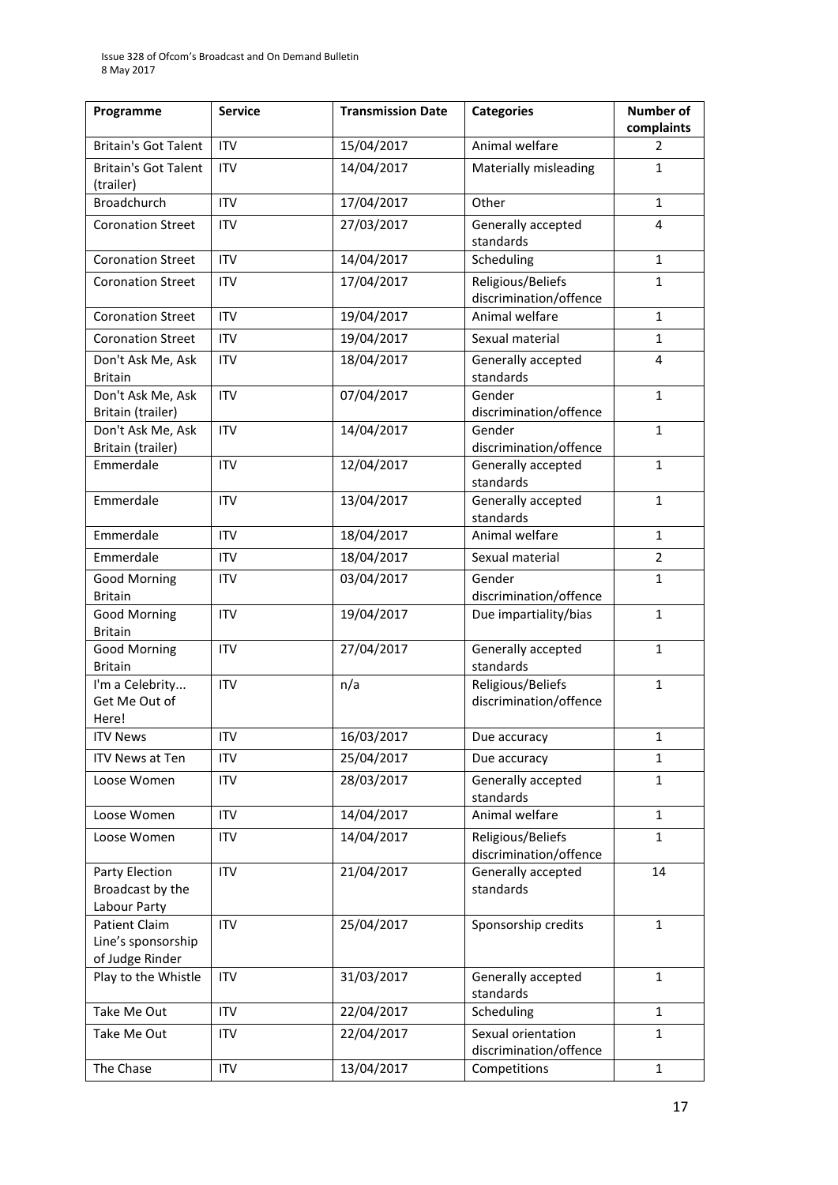| Programme | Service | Transmission Date | Categories | Number of complaints |
| --- | --- | --- | --- | --- |
| Britain's Got Talent | ITV | 15/04/2017 | Animal welfare | 2 |
| Britain's Got Talent (trailer) | ITV | 14/04/2017 | Materially misleading | 1 |
| Broadchurch | ITV | 17/04/2017 | Other | 1 |
| Coronation Street | ITV | 27/03/2017 | Generally accepted standards | 4 |
| Coronation Street | ITV | 14/04/2017 | Scheduling | 1 |
| Coronation Street | ITV | 17/04/2017 | Religious/Beliefs discrimination/offence | 1 |
| Coronation Street | ITV | 19/04/2017 | Animal welfare | 1 |
| Coronation Street | ITV | 19/04/2017 | Sexual material | 1 |
| Don't Ask Me, Ask Britain | ITV | 18/04/2017 | Generally accepted standards | 4 |
| Don't Ask Me, Ask Britain (trailer) | ITV | 07/04/2017 | Gender discrimination/offence | 1 |
| Don't Ask Me, Ask Britain (trailer) | ITV | 14/04/2017 | Gender discrimination/offence | 1 |
| Emmerdale | ITV | 12/04/2017 | Generally accepted standards | 1 |
| Emmerdale | ITV | 13/04/2017 | Generally accepted standards | 1 |
| Emmerdale | ITV | 18/04/2017 | Animal welfare | 1 |
| Emmerdale | ITV | 18/04/2017 | Sexual material | 2 |
| Good Morning Britain | ITV | 03/04/2017 | Gender discrimination/offence | 1 |
| Good Morning Britain | ITV | 19/04/2017 | Due impartiality/bias | 1 |
| Good Morning Britain | ITV | 27/04/2017 | Generally accepted standards | 1 |
| I'm a Celebrity... Get Me Out of Here! | ITV | n/a | Religious/Beliefs discrimination/offence | 1 |
| ITV News | ITV | 16/03/2017 | Due accuracy | 1 |
| ITV News at Ten | ITV | 25/04/2017 | Due accuracy | 1 |
| Loose Women | ITV | 28/03/2017 | Generally accepted standards | 1 |
| Loose Women | ITV | 14/04/2017 | Animal welfare | 1 |
| Loose Women | ITV | 14/04/2017 | Religious/Beliefs discrimination/offence | 1 |
| Party Election Broadcast by the Labour Party | ITV | 21/04/2017 | Generally accepted standards | 14 |
| Patient Claim Line's sponsorship of Judge Rinder | ITV | 25/04/2017 | Sponsorship credits | 1 |
| Play to the Whistle | ITV | 31/03/2017 | Generally accepted standards | 1 |
| Take Me Out | ITV | 22/04/2017 | Scheduling | 1 |
| Take Me Out | ITV | 22/04/2017 | Sexual orientation discrimination/offence | 1 |
| The Chase | ITV | 13/04/2017 | Competitions | 1 |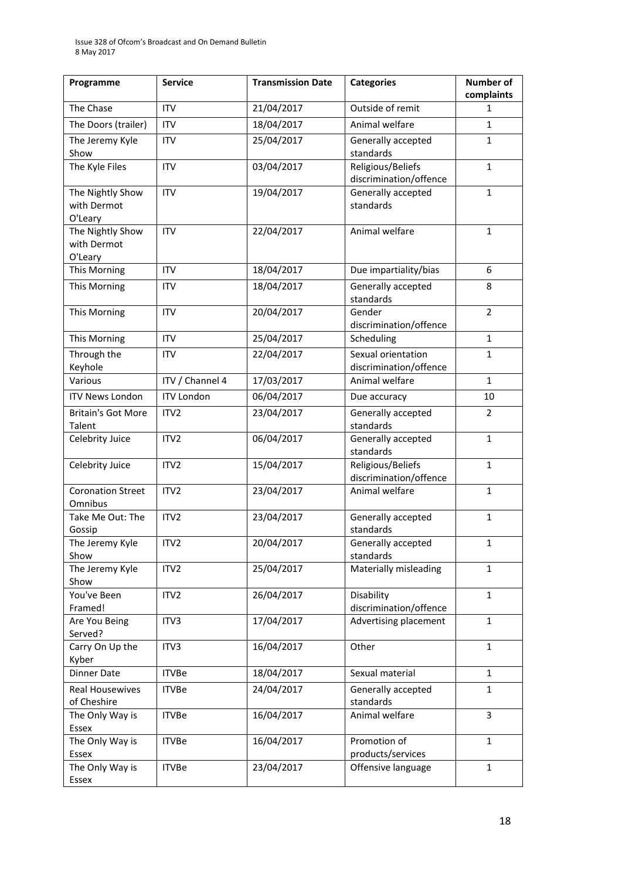| Programme | Service | Transmission Date | Categories | Number of complaints |
|---|---|---|---|---|
| The Chase | ITV | 21/04/2017 | Outside of remit | 1 |
| The Doors (trailer) | ITV | 18/04/2017 | Animal welfare | 1 |
| The Jeremy Kyle Show | ITV | 25/04/2017 | Generally accepted standards | 1 |
| The Kyle Files | ITV | 03/04/2017 | Religious/Beliefs discrimination/offence | 1 |
| The Nightly Show with Dermot O'Leary | ITV | 19/04/2017 | Generally accepted standards | 1 |
| The Nightly Show with Dermot O'Leary | ITV | 22/04/2017 | Animal welfare | 1 |
| This Morning | ITV | 18/04/2017 | Due impartiality/bias | 6 |
| This Morning | ITV | 18/04/2017 | Generally accepted standards | 8 |
| This Morning | ITV | 20/04/2017 | Gender discrimination/offence | 2 |
| This Morning | ITV | 25/04/2017 | Scheduling | 1 |
| Through the Keyhole | ITV | 22/04/2017 | Sexual orientation discrimination/offence | 1 |
| Various | ITV / Channel 4 | 17/03/2017 | Animal welfare | 1 |
| ITV News London | ITV London | 06/04/2017 | Due accuracy | 10 |
| Britain's Got More Talent | ITV2 | 23/04/2017 | Generally accepted standards | 2 |
| Celebrity Juice | ITV2 | 06/04/2017 | Generally accepted standards | 1 |
| Celebrity Juice | ITV2 | 15/04/2017 | Religious/Beliefs discrimination/offence | 1 |
| Coronation Street Omnibus | ITV2 | 23/04/2017 | Animal welfare | 1 |
| Take Me Out: The Gossip | ITV2 | 23/04/2017 | Generally accepted standards | 1 |
| The Jeremy Kyle Show | ITV2 | 20/04/2017 | Generally accepted standards | 1 |
| The Jeremy Kyle Show | ITV2 | 25/04/2017 | Materially misleading | 1 |
| You've Been Framed! | ITV2 | 26/04/2017 | Disability discrimination/offence | 1 |
| Are You Being Served? | ITV3 | 17/04/2017 | Advertising placement | 1 |
| Carry On Up the Kyber | ITV3 | 16/04/2017 | Other | 1 |
| Dinner Date | ITVBe | 18/04/2017 | Sexual material | 1 |
| Real Housewives of Cheshire | ITVBe | 24/04/2017 | Generally accepted standards | 1 |
| The Only Way is Essex | ITVBe | 16/04/2017 | Animal welfare | 3 |
| The Only Way is Essex | ITVBe | 16/04/2017 | Promotion of products/services | 1 |
| The Only Way is Essex | ITVBe | 23/04/2017 | Offensive language | 1 |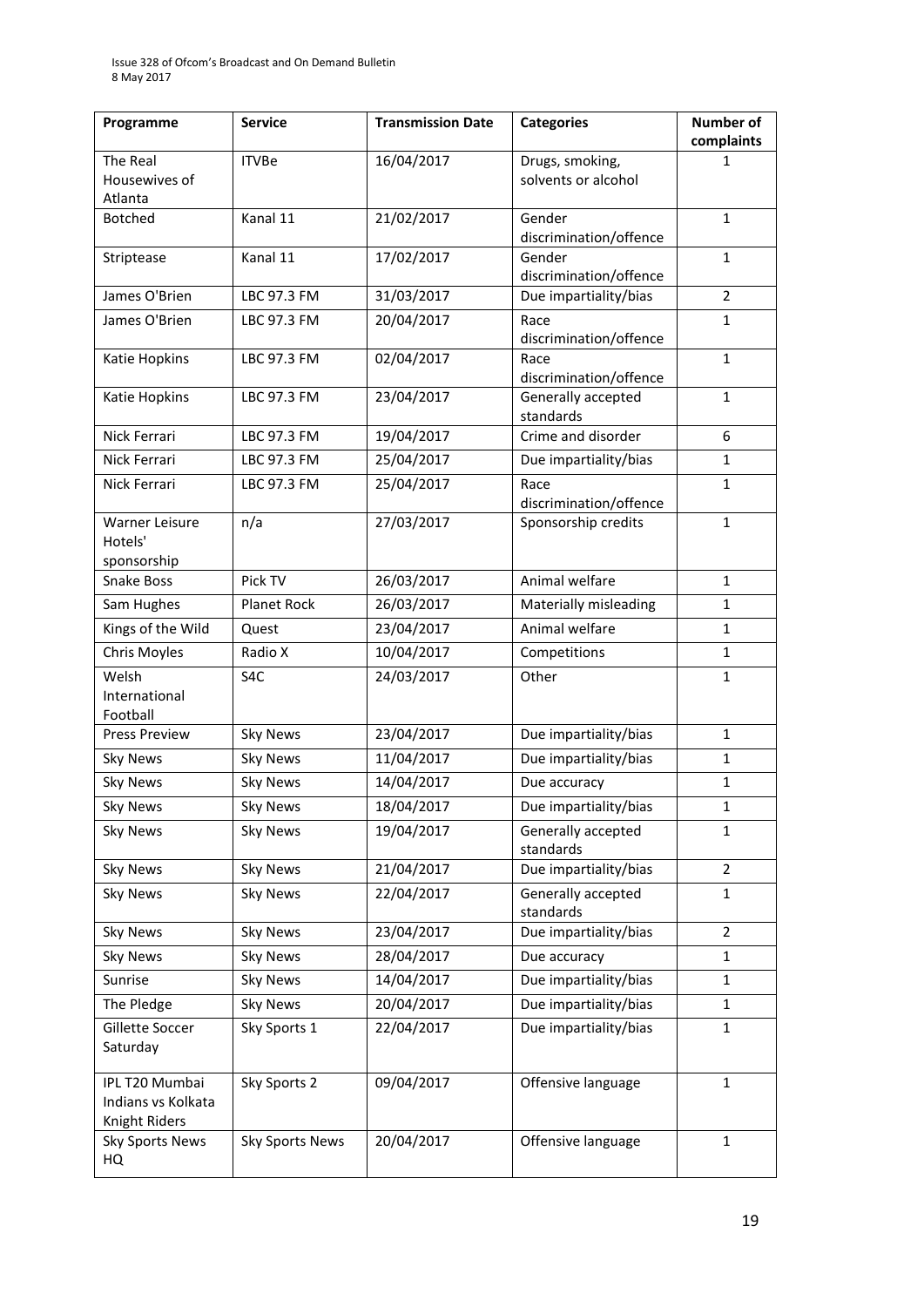| Programme | Service | Transmission Date | Categories | Number of complaints |
|---|---|---|---|---|
| The Real Housewives of Atlanta | ITVBe | 16/04/2017 | Drugs, smoking, solvents or alcohol | 1 |
| Botched | Kanal 11 | 21/02/2017 | Gender discrimination/offence | 1 |
| Striptease | Kanal 11 | 17/02/2017 | Gender discrimination/offence | 1 |
| James O'Brien | LBC 97.3 FM | 31/03/2017 | Due impartiality/bias | 2 |
| James O'Brien | LBC 97.3 FM | 20/04/2017 | Race discrimination/offence | 1 |
| Katie Hopkins | LBC 97.3 FM | 02/04/2017 | Race discrimination/offence | 1 |
| Katie Hopkins | LBC 97.3 FM | 23/04/2017 | Generally accepted standards | 1 |
| Nick Ferrari | LBC 97.3 FM | 19/04/2017 | Crime and disorder | 6 |
| Nick Ferrari | LBC 97.3 FM | 25/04/2017 | Due impartiality/bias | 1 |
| Nick Ferrari | LBC 97.3 FM | 25/04/2017 | Race discrimination/offence | 1 |
| Warner Leisure Hotels' sponsorship | n/a | 27/03/2017 | Sponsorship credits | 1 |
| Snake Boss | Pick TV | 26/03/2017 | Animal welfare | 1 |
| Sam Hughes | Planet Rock | 26/03/2017 | Materially misleading | 1 |
| Kings of the Wild | Quest | 23/04/2017 | Animal welfare | 1 |
| Chris Moyles | Radio X | 10/04/2017 | Competitions | 1 |
| Welsh International Football | S4C | 24/03/2017 | Other | 1 |
| Press Preview | Sky News | 23/04/2017 | Due impartiality/bias | 1 |
| Sky News | Sky News | 11/04/2017 | Due impartiality/bias | 1 |
| Sky News | Sky News | 14/04/2017 | Due accuracy | 1 |
| Sky News | Sky News | 18/04/2017 | Due impartiality/bias | 1 |
| Sky News | Sky News | 19/04/2017 | Generally accepted standards | 1 |
| Sky News | Sky News | 21/04/2017 | Due impartiality/bias | 2 |
| Sky News | Sky News | 22/04/2017 | Generally accepted standards | 1 |
| Sky News | Sky News | 23/04/2017 | Due impartiality/bias | 2 |
| Sky News | Sky News | 28/04/2017 | Due accuracy | 1 |
| Sunrise | Sky News | 14/04/2017 | Due impartiality/bias | 1 |
| The Pledge | Sky News | 20/04/2017 | Due impartiality/bias | 1 |
| Gillette Soccer Saturday | Sky Sports 1 | 22/04/2017 | Due impartiality/bias | 1 |
| IPL T20 Mumbai Indians vs Kolkata Knight Riders | Sky Sports 2 | 09/04/2017 | Offensive language | 1 |
| Sky Sports News HQ | Sky Sports News | 20/04/2017 | Offensive language | 1 |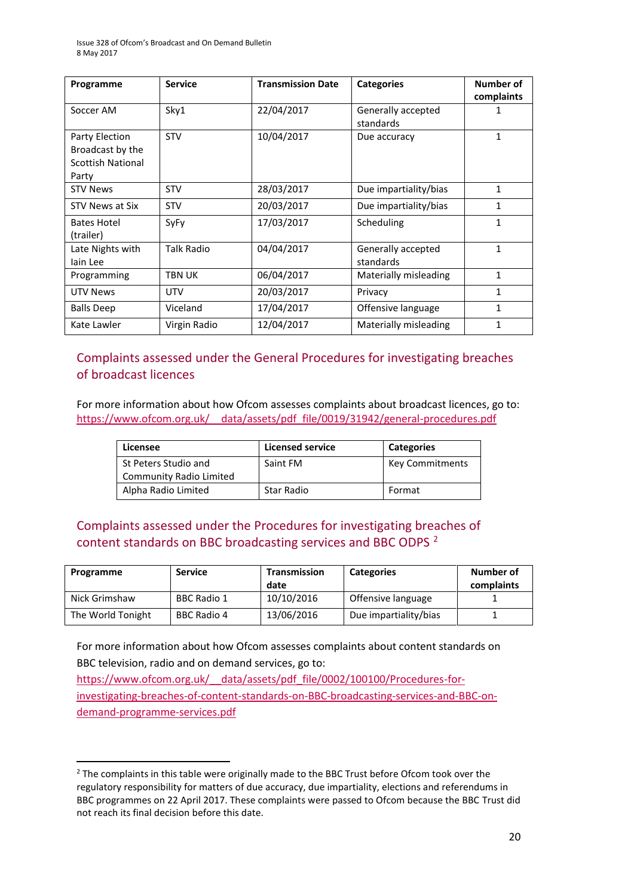| Programme | Service | Transmission Date | Categories | Number of complaints |
|---|---|---|---|---|
| Soccer AM | Sky1 | 22/04/2017 | Generally accepted standards | 1 |
| Party Election Broadcast by the Scottish National Party | STV | 10/04/2017 | Due accuracy | 1 |
| STV News | STV | 28/03/2017 | Due impartiality/bias | 1 |
| STV News at Six | STV | 20/03/2017 | Due impartiality/bias | 1 |
| Bates Hotel (trailer) | SyFy | 17/03/2017 | Scheduling | 1 |
| Late Nights with Iain Lee | Talk Radio | 04/04/2017 | Generally accepted standards | 1 |
| Programming | TBN UK | 06/04/2017 | Materially misleading | 1 |
| UTV News | UTV | 20/03/2017 | Privacy | 1 |
| Balls Deep | Viceland | 17/04/2017 | Offensive language | 1 |
| Kate Lawler | Virgin Radio | 12/04/2017 | Materially misleading | 1 |

## Complaints assessed under the General Procedures for investigating breaches of broadcast licences

For more information about how Ofcom assesses complaints about broadcast licences, go to: https://www.ofcom.org.uk/__data/assets/pdf_file/0019/31942/general-procedures.pdf

| Licensee | Licensed service | Categories |
|---|---|---|
| St Peters Studio and Community Radio Limited | Saint FM | Key Commitments |
| Alpha Radio Limited | Star Radio | Format |

## Complaints assessed under the Procedures for investigating breaches of content standards on BBC broadcasting services and BBC ODPS [2]

| Programme | Service | Transmission date | Categories | Number of complaints |
|---|---|---|---|---|
| Nick Grimshaw | BBC Radio 1 | 10/10/2016 | Offensive language | 1 |
| The World Tonight | BBC Radio 4 | 13/06/2016 | Due impartiality/bias | 1 |

For more information about how Ofcom assesses complaints about content standards on BBC television, radio and on demand services, go to: https://www.ofcom.org.uk/__data/assets/pdf_file/0002/100100/Procedures-for-investigating-breaches-of-content-standards-on-BBC-broadcasting-services-and-BBC-on-demand-programme-services.pdf

[2] The complaints in this table were originally made to the BBC Trust before Ofcom took over the regulatory responsibility for matters of due accuracy, due impartiality, elections and referendums in BBC programmes on 22 April 2017. These complaints were passed to Ofcom because the BBC Trust did not reach its final decision before this date.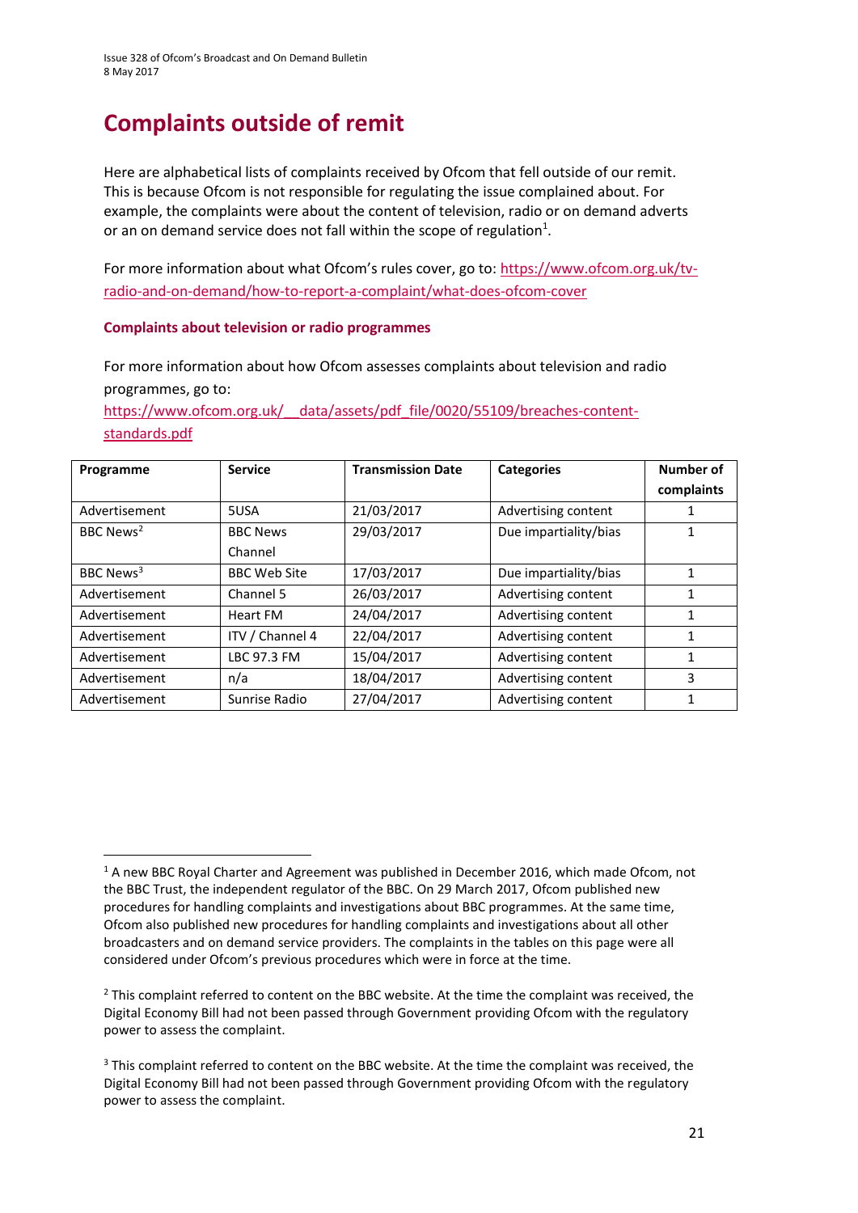# Complaints outside of remit

Here are alphabetical lists of complaints received by Ofcom that fell outside of our remit. This is because Ofcom is not responsible for regulating the issue complained about. For example, the complaints were about the content of television, radio or on demand adverts or an on demand service does not fall within the scope of regulation[1].

For more information about what Ofcom's rules cover, go to: https://www.ofcom.org.uk/tv-radio-and-on-demand/how-to-report-a-complaint/what-does-ofcom-cover

### Complaints about television or radio programmes

For more information about how Ofcom assesses complaints about television and radio programmes, go to: https://www.ofcom.org.uk/__data/assets/pdf_file/0020/55109/breaches-content-standards.pdf

| Programme | Service | Transmission Date | Categories | Number of complaints |
|---|---|---|---|---|
| Advertisement | 5USA | 21/03/2017 | Advertising content | 1 |
| BBC News[2] | BBC News Channel | 29/03/2017 | Due impartiality/bias | 1 |
| BBC News[3] | BBC Web Site | 17/03/2017 | Due impartiality/bias | 1 |
| Advertisement | Channel 5 | 26/03/2017 | Advertising content | 1 |
| Advertisement | Heart FM | 24/04/2017 | Advertising content | 1 |
| Advertisement | ITV / Channel 4 | 22/04/2017 | Advertising content | 1 |
| Advertisement | LBC 97.3 FM | 15/04/2017 | Advertising content | 1 |
| Advertisement | n/a | 18/04/2017 | Advertising content | 3 |
| Advertisement | Sunrise Radio | 27/04/2017 | Advertising content | 1 |

[1] A new BBC Royal Charter and Agreement was published in December 2016, which made Ofcom, not the BBC Trust, the independent regulator of the BBC. On 29 March 2017, Ofcom published new procedures for handling complaints and investigations about BBC programmes. At the same time, Ofcom also published new procedures for handling complaints and investigations about all other broadcasters and on demand service providers. The complaints in the tables on this page were all considered under Ofcom's previous procedures which were in force at the time.

[2] This complaint referred to content on the BBC website. At the time the complaint was received, the Digital Economy Bill had not been passed through Government providing Ofcom with the regulatory power to assess the complaint.

[3] This complaint referred to content on the BBC website. At the time the complaint was received, the Digital Economy Bill had not been passed through Government providing Ofcom with the regulatory power to assess the complaint.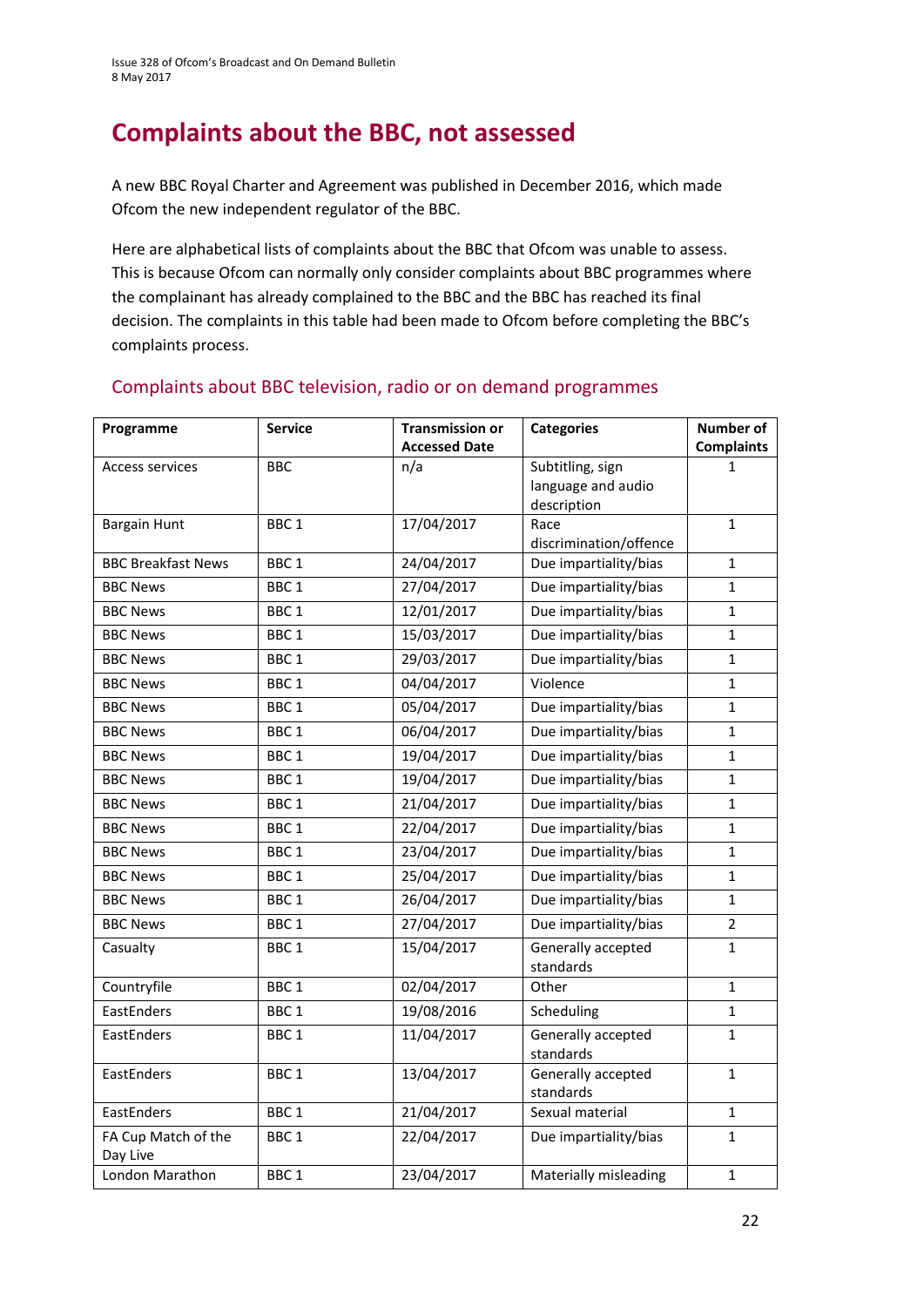# Complaints about the BBC, not assessed

A new BBC Royal Charter and Agreement was published in December 2016, which made Ofcom the new independent regulator of the BBC.

Here are alphabetical lists of complaints about the BBC that Ofcom was unable to assess. This is because Ofcom can normally only consider complaints about BBC programmes where the complainant has already complained to the BBC and the BBC has reached its final decision. The complaints in this table had been made to Ofcom before completing the BBC's complaints process.

## Complaints about BBC television, radio or on demand programmes

| Programme | Service | Transmission or Accessed Date | Categories | Number of Complaints |
|---|---|---|---|---|
| Access services | BBC | n/a | Subtitling, sign language and audio description | 1 |
| Bargain Hunt | BBC 1 | 17/04/2017 | Race discrimination/offence | 1 |
| BBC Breakfast News | BBC 1 | 24/04/2017 | Due impartiality/bias | 1 |
| BBC News | BBC 1 | 27/04/2017 | Due impartiality/bias | 1 |
| BBC News | BBC 1 | 12/01/2017 | Due impartiality/bias | 1 |
| BBC News | BBC 1 | 15/03/2017 | Due impartiality/bias | 1 |
| BBC News | BBC 1 | 29/03/2017 | Due impartiality/bias | 1 |
| BBC News | BBC 1 | 04/04/2017 | Violence | 1 |
| BBC News | BBC 1 | 05/04/2017 | Due impartiality/bias | 1 |
| BBC News | BBC 1 | 06/04/2017 | Due impartiality/bias | 1 |
| BBC News | BBC 1 | 19/04/2017 | Due impartiality/bias | 1 |
| BBC News | BBC 1 | 19/04/2017 | Due impartiality/bias | 1 |
| BBC News | BBC 1 | 21/04/2017 | Due impartiality/bias | 1 |
| BBC News | BBC 1 | 22/04/2017 | Due impartiality/bias | 1 |
| BBC News | BBC 1 | 23/04/2017 | Due impartiality/bias | 1 |
| BBC News | BBC 1 | 25/04/2017 | Due impartiality/bias | 1 |
| BBC News | BBC 1 | 26/04/2017 | Due impartiality/bias | 1 |
| BBC News | BBC 1 | 27/04/2017 | Due impartiality/bias | 2 |
| Casualty | BBC 1 | 15/04/2017 | Generally accepted standards | 1 |
| Countryfile | BBC 1 | 02/04/2017 | Other | 1 |
| EastEnders | BBC 1 | 19/08/2016 | Scheduling | 1 |
| EastEnders | BBC 1 | 11/04/2017 | Generally accepted standards | 1 |
| EastEnders | BBC 1 | 13/04/2017 | Generally accepted standards | 1 |
| EastEnders | BBC 1 | 21/04/2017 | Sexual material | 1 |
| FA Cup Match of the Day Live | BBC 1 | 22/04/2017 | Due impartiality/bias | 1 |
| London Marathon | BBC 1 | 23/04/2017 | Materially misleading | 1 |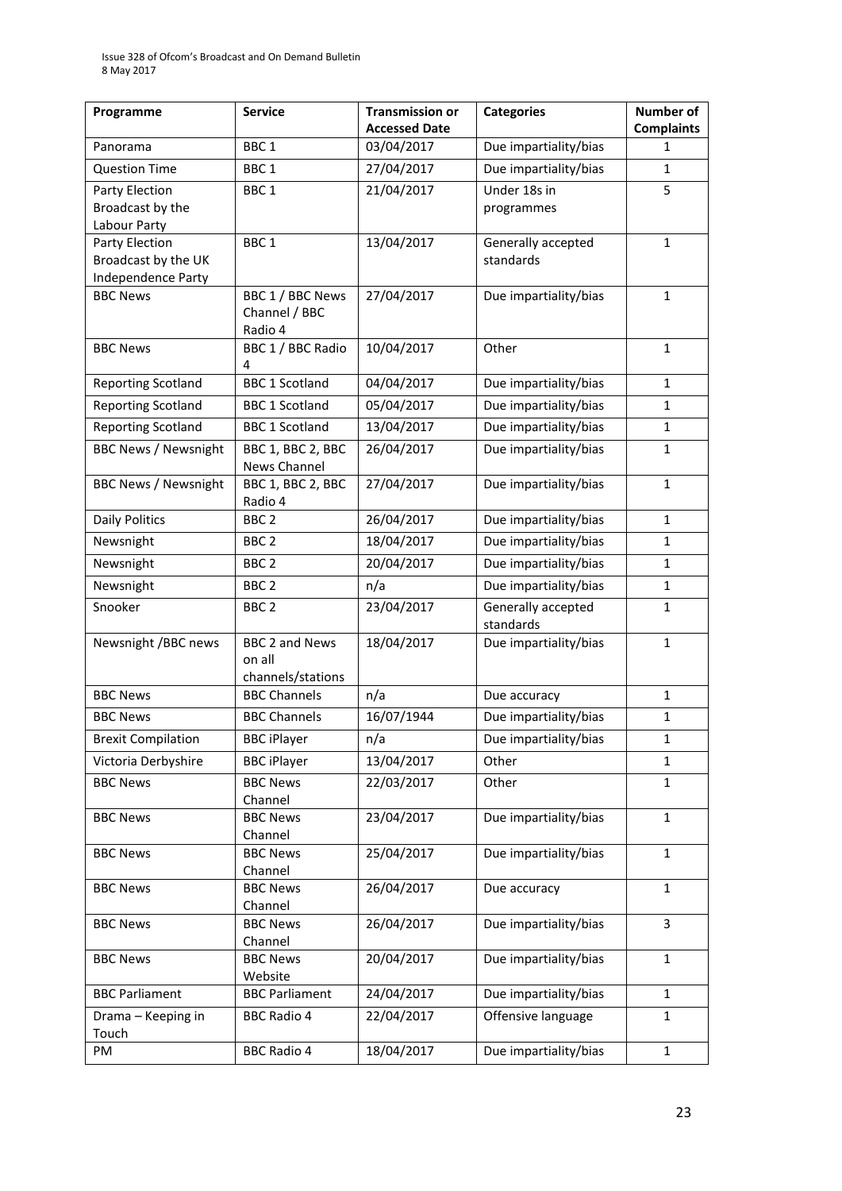| Programme | Service | Transmission or Accessed Date | Categories | Number of Complaints |
|---|---|---|---|---|
| Panorama | BBC 1 | 03/04/2017 | Due impartiality/bias | 1 |
| Question Time | BBC 1 | 27/04/2017 | Due impartiality/bias | 1 |
| Party Election Broadcast by the Labour Party | BBC 1 | 21/04/2017 | Under 18s in programmes | 5 |
| Party Election Broadcast by the UK Independence Party | BBC 1 | 13/04/2017 | Generally accepted standards | 1 |
| BBC News | BBC 1 / BBC News Channel / BBC Radio 4 | 27/04/2017 | Due impartiality/bias | 1 |
| BBC News | BBC 1 / BBC Radio 4 | 10/04/2017 | Other | 1 |
| Reporting Scotland | BBC 1 Scotland | 04/04/2017 | Due impartiality/bias | 1 |
| Reporting Scotland | BBC 1 Scotland | 05/04/2017 | Due impartiality/bias | 1 |
| Reporting Scotland | BBC 1 Scotland | 13/04/2017 | Due impartiality/bias | 1 |
| BBC News / Newsnight | BBC 1, BBC 2, BBC News Channel | 26/04/2017 | Due impartiality/bias | 1 |
| BBC News / Newsnight | BBC 1, BBC 2, BBC Radio 4 | 27/04/2017 | Due impartiality/bias | 1 |
| Daily Politics | BBC 2 | 26/04/2017 | Due impartiality/bias | 1 |
| Newsnight | BBC 2 | 18/04/2017 | Due impartiality/bias | 1 |
| Newsnight | BBC 2 | 20/04/2017 | Due impartiality/bias | 1 |
| Newsnight | BBC 2 | n/a | Due impartiality/bias | 1 |
| Snooker | BBC 2 | 23/04/2017 | Generally accepted standards | 1 |
| Newsnight /BBC news | BBC 2 and News on all channels/stations | 18/04/2017 | Due impartiality/bias | 1 |
| BBC News | BBC Channels | n/a | Due accuracy | 1 |
| BBC News | BBC Channels | 16/07/1944 | Due impartiality/bias | 1 |
| Brexit Compilation | BBC iPlayer | n/a | Due impartiality/bias | 1 |
| Victoria Derbyshire | BBC iPlayer | 13/04/2017 | Other | 1 |
| BBC News | BBC News Channel | 22/03/2017 | Other | 1 |
| BBC News | BBC News Channel | 23/04/2017 | Due impartiality/bias | 1 |
| BBC News | BBC News Channel | 25/04/2017 | Due impartiality/bias | 1 |
| BBC News | BBC News Channel | 26/04/2017 | Due accuracy | 1 |
| BBC News | BBC News Channel | 26/04/2017 | Due impartiality/bias | 3 |
| BBC News | BBC News Website | 20/04/2017 | Due impartiality/bias | 1 |
| BBC Parliament | BBC Parliament | 24/04/2017 | Due impartiality/bias | 1 |
| Drama – Keeping in Touch | BBC Radio 4 | 22/04/2017 | Offensive language | 1 |
| PM | BBC Radio 4 | 18/04/2017 | Due impartiality/bias | 1 |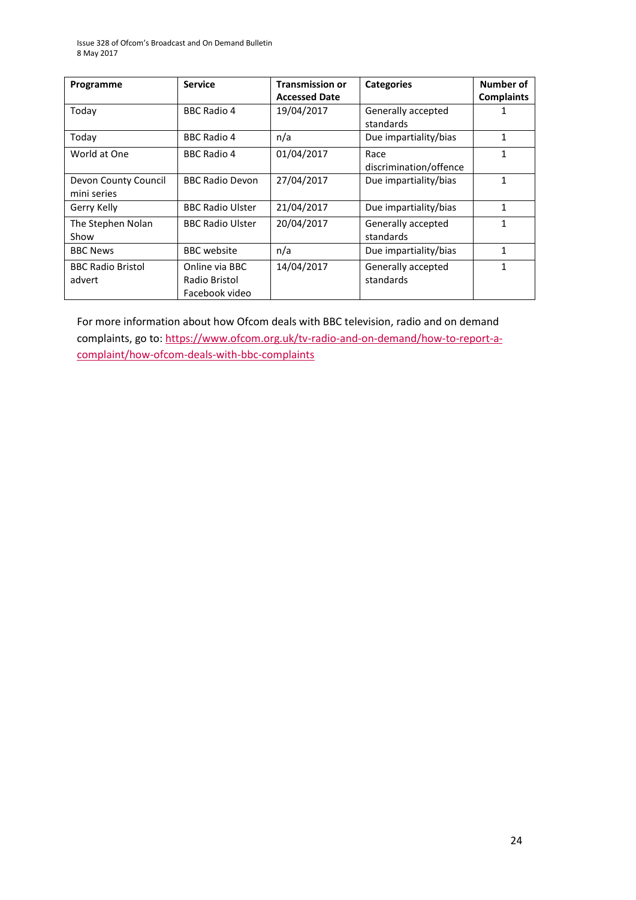| Programme | Service | Transmission or Accessed Date | Categories | Number of Complaints |
|---|---|---|---|---|
| Today | BBC Radio 4 | 19/04/2017 | Generally accepted standards | 1 |
| Today | BBC Radio 4 | n/a | Due impartiality/bias | 1 |
| World at One | BBC Radio 4 | 01/04/2017 | Race discrimination/offence | 1 |
| Devon County Council mini series | BBC Radio Devon | 27/04/2017 | Due impartiality/bias | 1 |
| Gerry Kelly | BBC Radio Ulster | 21/04/2017 | Due impartiality/bias | 1 |
| The Stephen Nolan Show | BBC Radio Ulster | 20/04/2017 | Generally accepted standards | 1 |
| BBC News | BBC website | n/a | Due impartiality/bias | 1 |
| BBC Radio Bristol advert | Online via BBC Radio Bristol Facebook video | 14/04/2017 | Generally accepted standards | 1 |

For more information about how Ofcom deals with BBC television, radio and on demand complaints, go to: https://www.ofcom.org.uk/tv-radio-and-on-demand/how-to-report-a-complaint/how-ofcom-deals-with-bbc-complaints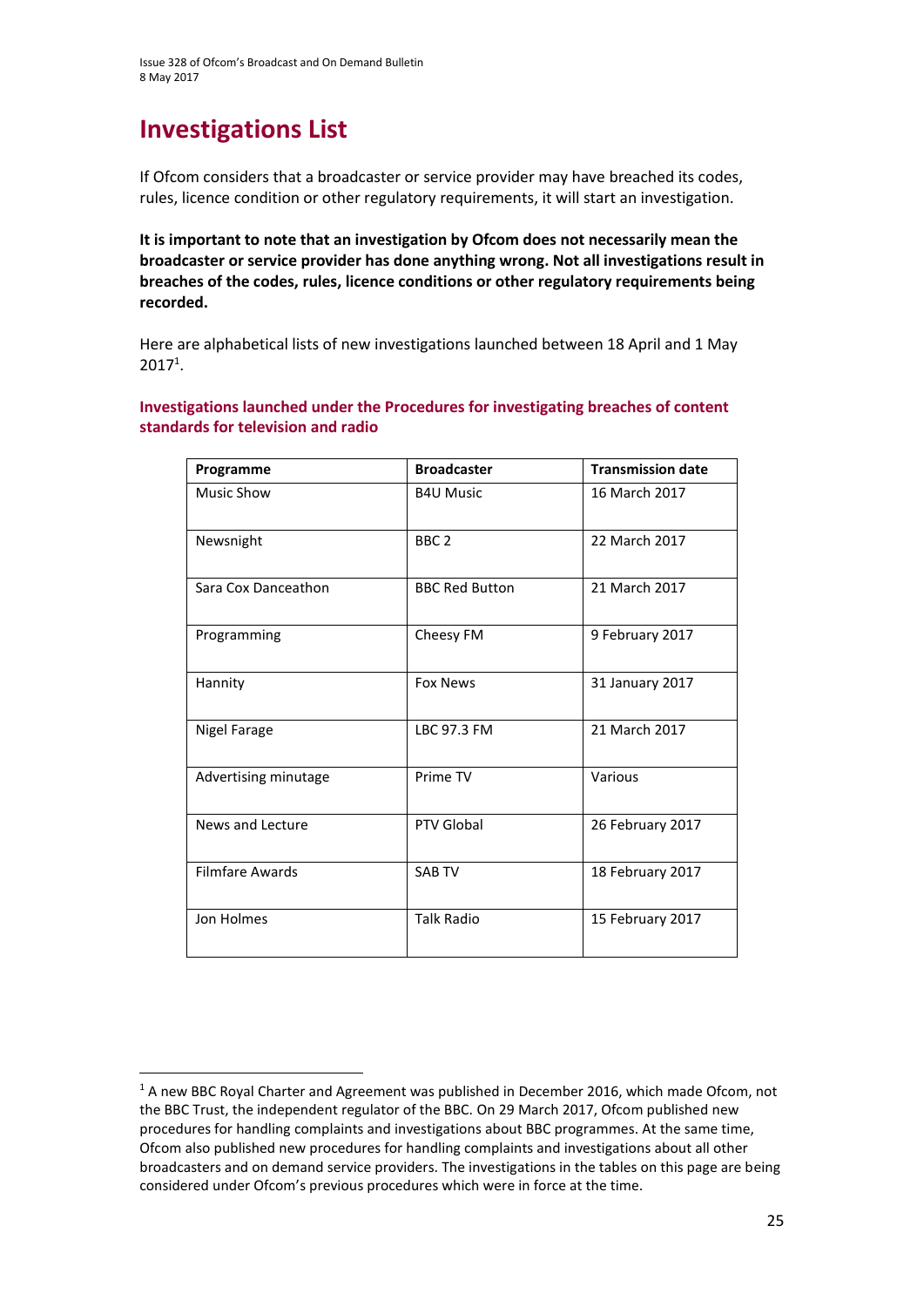# Investigations List

If Ofcom considers that a broadcaster or service provider may have breached its codes, rules, licence condition or other regulatory requirements, it will start an investigation.

**It is important to note that an investigation by Ofcom does not necessarily mean the broadcaster or service provider has done anything wrong. Not all investigations result in breaches of the codes, rules, licence conditions or other regulatory requirements being recorded.**

Here are alphabetical lists of new investigations launched between 18 April and 1 May 2017[1].

### Investigations launched under the Procedures for investigating breaches of content standards for television and radio

| Programme | Broadcaster | Transmission date |
|---|---|---|
| Music Show | B4U Music | 16 March 2017 |
| Newsnight | BBC 2 | 22 March 2017 |
| Sara Cox Danceathon | BBC Red Button | 21 March 2017 |
| Programming | Cheesy FM | 9 February 2017 |
| Hannity | Fox News | 31 January 2017 |
| Nigel Farage | LBC 97.3 FM | 21 March 2017 |
| Advertising minutage | Prime TV | Various |
| News and Lecture | PTV Global | 26 February 2017 |
| Filmfare Awards | SAB TV | 18 February 2017 |
| Jon Holmes | Talk Radio | 15 February 2017 |

[1] A new BBC Royal Charter and Agreement was published in December 2016, which made Ofcom, not the BBC Trust, the independent regulator of the BBC. On 29 March 2017, Ofcom published new procedures for handling complaints and investigations about BBC programmes. At the same time, Ofcom also published new procedures for handling complaints and investigations about all other broadcasters and on demand service providers. The investigations in the tables on this page are being considered under Ofcom's previous procedures which were in force at the time.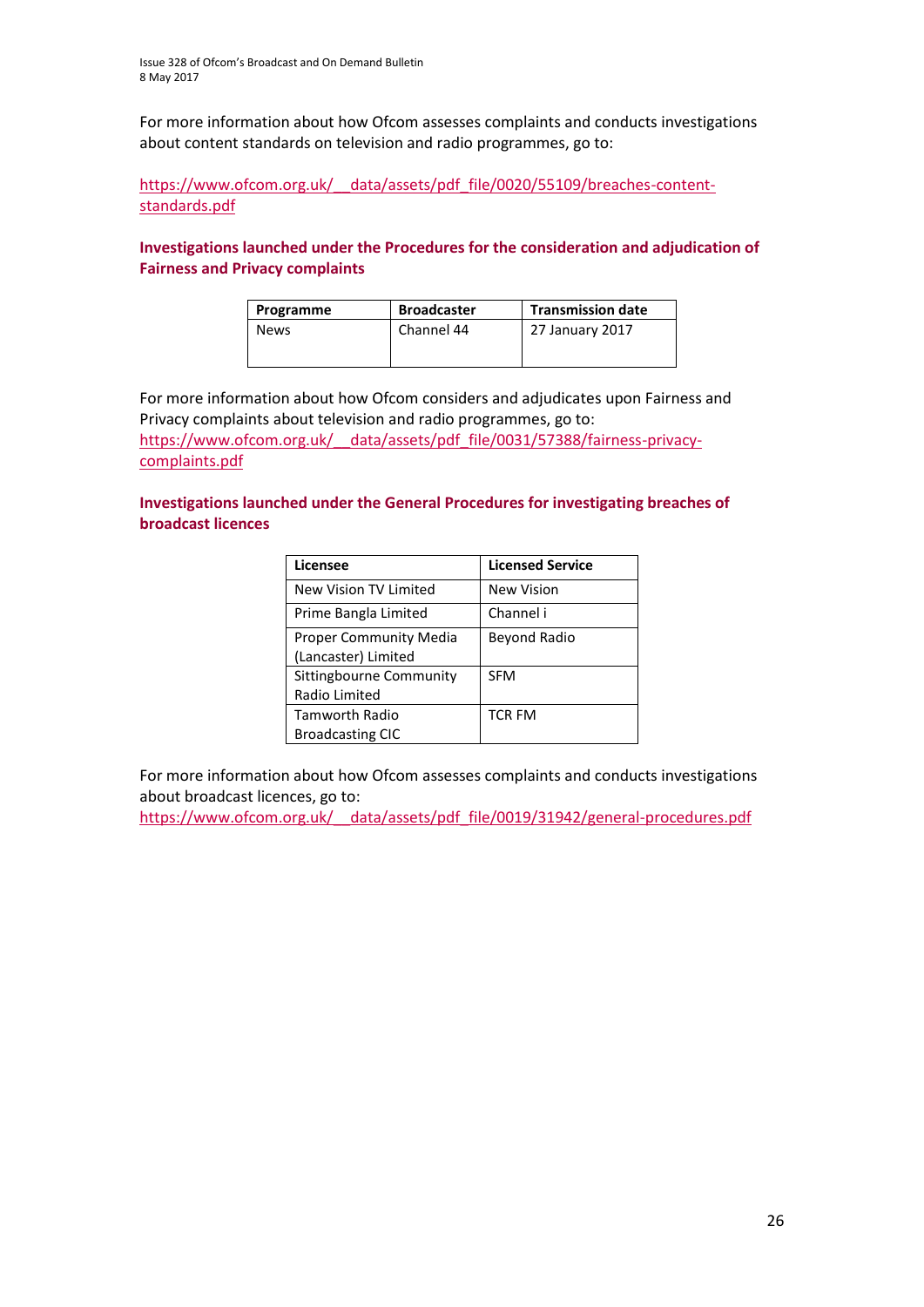For more information about how Ofcom assesses complaints and conducts investigations about content standards on television and radio programmes, go to:

https://www.ofcom.org.uk/__data/assets/pdf_file/0020/55109/breaches-content-standards.pdf

### Investigations launched under the Procedures for the consideration and adjudication of Fairness and Privacy complaints

| Programme | Broadcaster | Transmission date |
| --- | --- | --- |
| News | Channel 44 | 27 January 2017 |

For more information about how Ofcom considers and adjudicates upon Fairness and Privacy complaints about television and radio programmes, go to:
https://www.ofcom.org.uk/__data/assets/pdf_file/0031/57388/fairness-privacy-complaints.pdf

### Investigations launched under the General Procedures for investigating breaches of broadcast licences

| Licensee | Licensed Service |
| --- | --- |
| New Vision TV Limited | New Vision |
| Prime Bangla Limited | Channel i |
| Proper Community Media (Lancaster) Limited | Beyond Radio |
| Sittingbourne Community Radio Limited | SFM |
| Tamworth Radio Broadcasting CIC | TCR FM |

For more information about how Ofcom assesses complaints and conducts investigations about broadcast licences, go to:
https://www.ofcom.org.uk/__data/assets/pdf_file/0019/31942/general-procedures.pdf